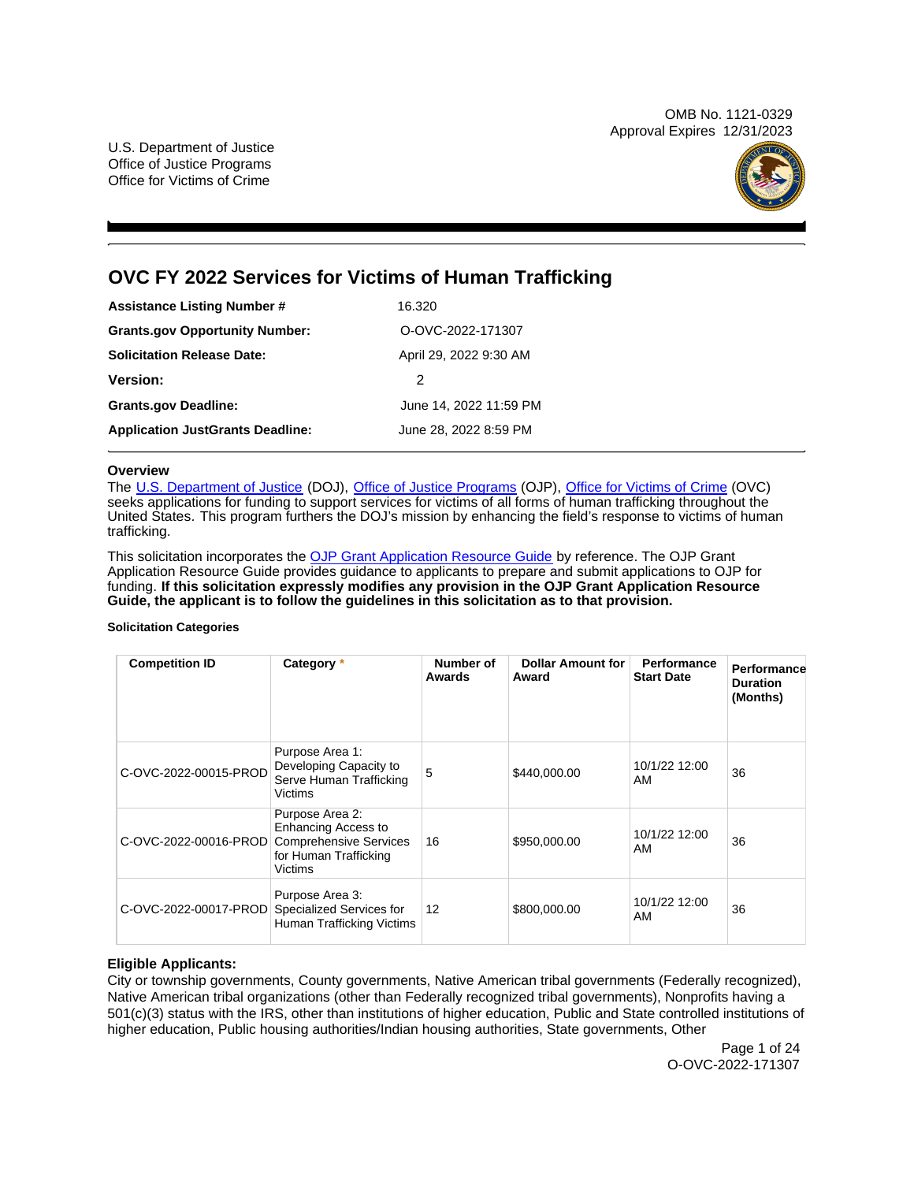OMB No. 1121-0329
Approval Expires 12/31/2023

U.S. Department of Justice
Office of Justice Programs
Office for Victims of Crime

# OVC FY 2022 Services for Victims of Human Trafficking

| | |
|---|---|
| **Assistance Listing Number #** | 16.320 |
| **Grants.gov Opportunity Number:** | O-OVC-2022-171307 |
| **Solicitation Release Date:** | April 29, 2022 9:30 AM |
| **Version:** | 2 |
| **Grants.gov Deadline:** | June 14, 2022 11:59 PM |
| **Application JustGrants Deadline:** | June 28, 2022 8:59 PM |

### Overview

The U.S. Department of Justice (DOJ), Office of Justice Programs (OJP), Office for Victims of Crime (OVC) seeks applications for funding to support services for victims of all forms of human trafficking throughout the United States. This program furthers the DOJ's mission by enhancing the field's response to victims of human trafficking.

This solicitation incorporates the OJP Grant Application Resource Guide by reference. The OJP Grant Application Resource Guide provides guidance to applicants to prepare and submit applications to OJP for funding. **If this solicitation expressly modifies any provision in the OJP Grant Application Resource Guide, the applicant is to follow the guidelines in this solicitation as to that provision.**

#### Solicitation Categories

| Competition ID | Category * | Number of Awards | Dollar Amount for Award | Performance Start Date | Performance Duration (Months) |
|---|---|---|---|---|---|
| C-OVC-2022-00015-PROD | Purpose Area 1: Developing Capacity to Serve Human Trafficking Victims | 5 | $440,000.00 | 10/1/22 12:00 AM | 36 |
| C-OVC-2022-00016-PROD | Purpose Area 2: Enhancing Access to Comprehensive Services for Human Trafficking Victims | 16 | $950,000.00 | 10/1/22 12:00 AM | 36 |
| C-OVC-2022-00017-PROD | Purpose Area 3: Specialized Services for Human Trafficking Victims | 12 | $800,000.00 | 10/1/22 12:00 AM | 36 |

### Eligible Applicants:

City or township governments, County governments, Native American tribal governments (Federally recognized), Native American tribal organizations (other than Federally recognized tribal governments), Nonprofits having a 501(c)(3) status with the IRS, other than institutions of higher education, Public and State controlled institutions of higher education, Public housing authorities/Indian housing authorities, State governments, Other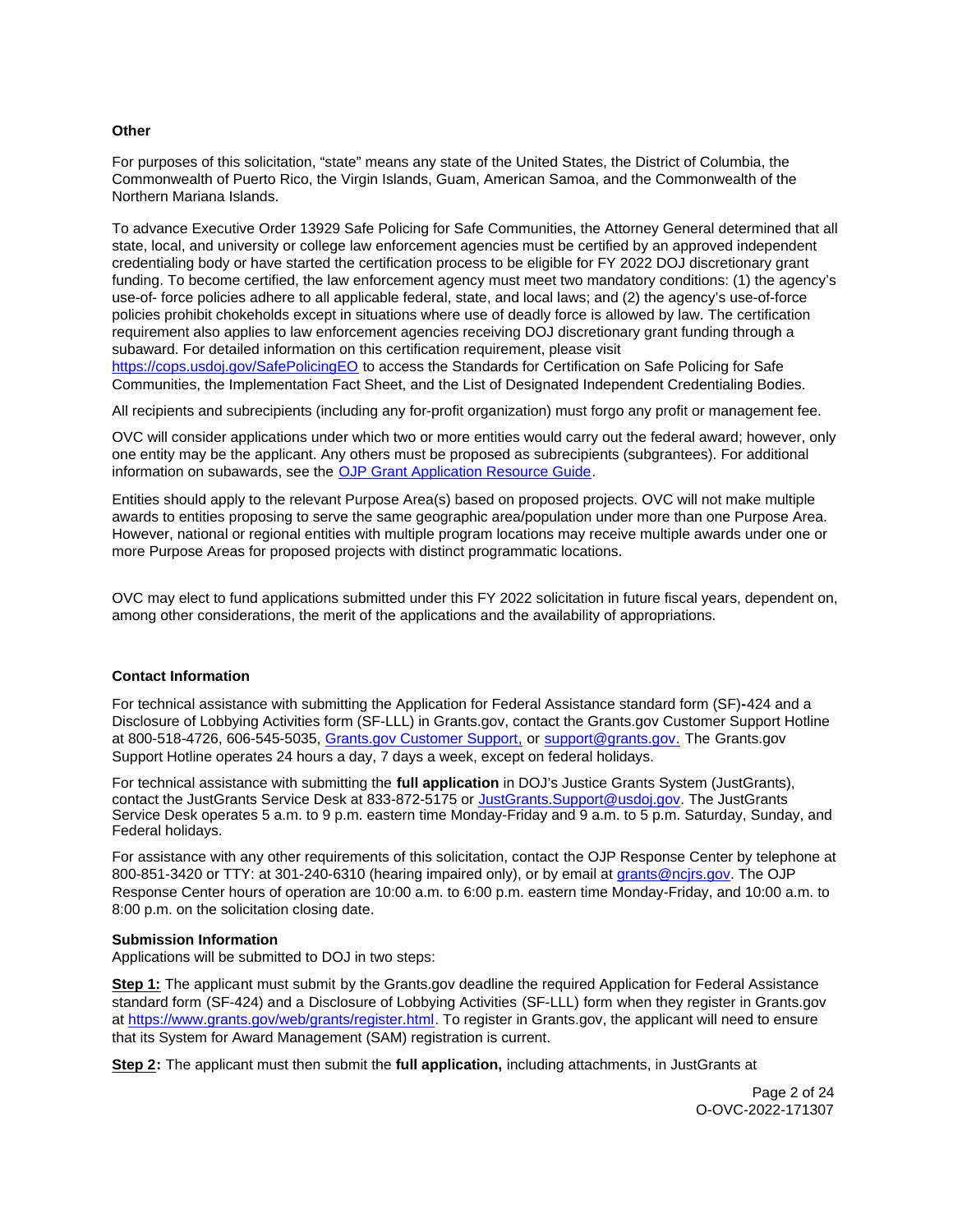**Other**

For purposes of this solicitation, "state" means any state of the United States, the District of Columbia, the Commonwealth of Puerto Rico, the Virgin Islands, Guam, American Samoa, and the Commonwealth of the Northern Mariana Islands.

To advance Executive Order 13929 Safe Policing for Safe Communities, the Attorney General determined that all state, local, and university or college law enforcement agencies must be certified by an approved independent credentialing body or have started the certification process to be eligible for FY 2022 DOJ discretionary grant funding. To become certified, the law enforcement agency must meet two mandatory conditions: (1) the agency's use-of- force policies adhere to all applicable federal, state, and local laws; and (2) the agency's use-of-force policies prohibit chokeholds except in situations where use of deadly force is allowed by law. The certification requirement also applies to law enforcement agencies receiving DOJ discretionary grant funding through a subaward. For detailed information on this certification requirement, please visit https://cops.usdoj.gov/SafePolicingEO to access the Standards for Certification on Safe Policing for Safe Communities, the Implementation Fact Sheet, and the List of Designated Independent Credentialing Bodies.

All recipients and subrecipients (including any for-profit organization) must forgo any profit or management fee.

OVC will consider applications under which two or more entities would carry out the federal award; however, only one entity may be the applicant. Any others must be proposed as subrecipients (subgrantees). For additional information on subawards, see the OJP Grant Application Resource Guide.

Entities should apply to the relevant Purpose Area(s) based on proposed projects. OVC will not make multiple awards to entities proposing to serve the same geographic area/population under more than one Purpose Area. However, national or regional entities with multiple program locations may receive multiple awards under one or more Purpose Areas for proposed projects with distinct programmatic locations.

OVC may elect to fund applications submitted under this FY 2022 solicitation in future fiscal years, dependent on, among other considerations, the merit of the applications and the availability of appropriations.

**Contact Information**

For technical assistance with submitting the Application for Federal Assistance standard form (SF)**-**424 and a Disclosure of Lobbying Activities form (SF-LLL) in Grants.gov, contact the Grants.gov Customer Support Hotline at 800-518-4726, 606-545-5035, Grants.gov Customer Support, or support@grants.gov. The Grants.gov Support Hotline operates 24 hours a day, 7 days a week, except on federal holidays.

For technical assistance with submitting the **full application** in DOJ's Justice Grants System (JustGrants), contact the JustGrants Service Desk at 833-872-5175 or JustGrants.Support@usdoj.gov. The JustGrants Service Desk operates 5 a.m. to 9 p.m. eastern time Monday-Friday and 9 a.m. to 5 p.m. Saturday, Sunday, and Federal holidays.

For assistance with any other requirements of this solicitation, contact the OJP Response Center by telephone at 800-851-3420 or TTY: at 301-240-6310 (hearing impaired only), or by email at grants@ncjrs.gov. The OJP Response Center hours of operation are 10:00 a.m. to 6:00 p.m. eastern time Monday-Friday, and 10:00 a.m. to 8:00 p.m. on the solicitation closing date.

**Submission Information**
Applications will be submitted to DOJ in two steps:

**Step 1:** The applicant must submit by the Grants.gov deadline the required Application for Federal Assistance standard form (SF-424) and a Disclosure of Lobbying Activities (SF-LLL) form when they register in Grants.gov at https://www.grants.gov/web/grants/register.html. To register in Grants.gov, the applicant will need to ensure that its System for Award Management (SAM) registration is current.

**Step 2:** The applicant must then submit the **full application,** including attachments, in JustGrants at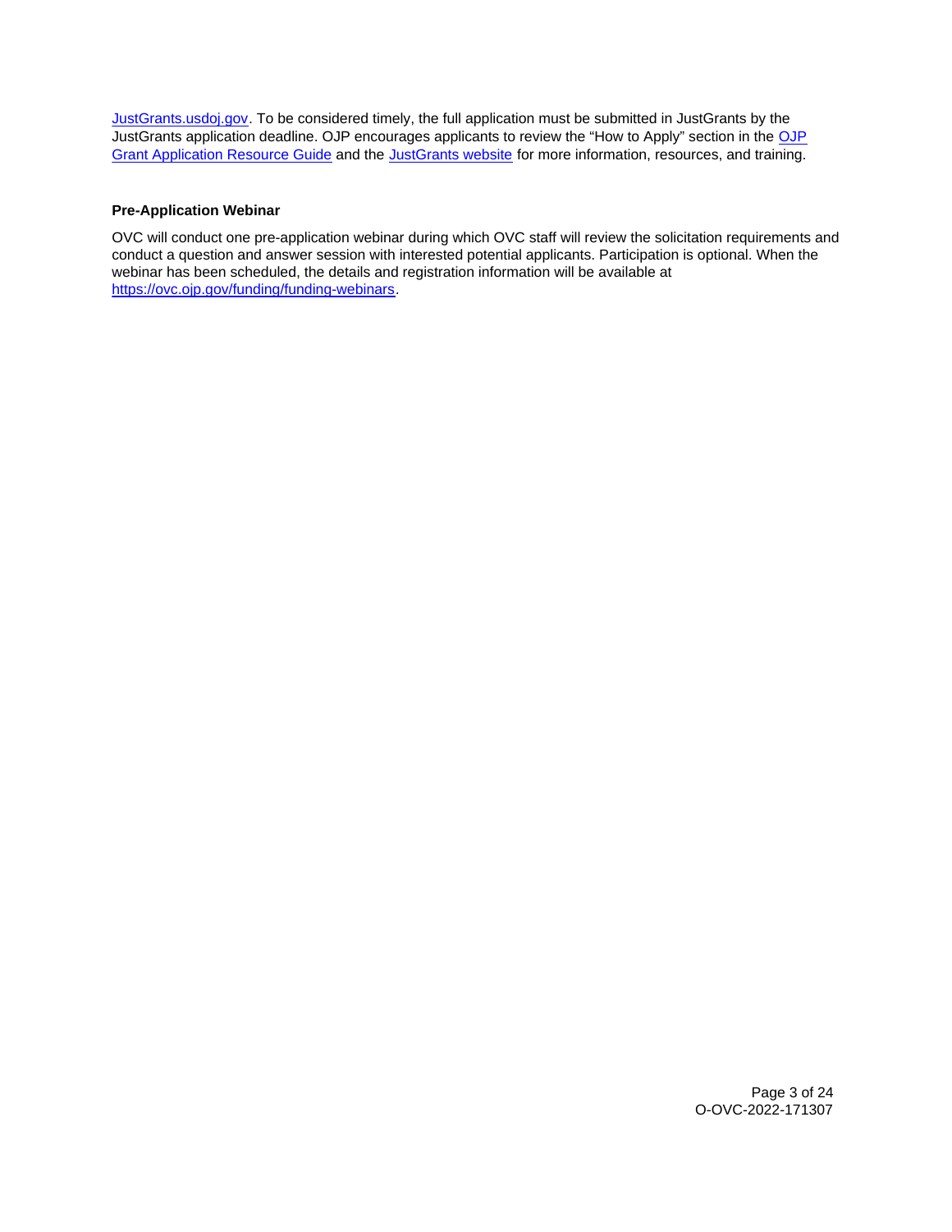JustGrants.usdoj.gov. To be considered timely, the full application must be submitted in JustGrants by the JustGrants application deadline. OJP encourages applicants to review the "How to Apply" section in the OJP Grant Application Resource Guide and the JustGrants website for more information, resources, and training.

### Pre-Application Webinar

OVC will conduct one pre-application webinar during which OVC staff will review the solicitation requirements and conduct a question and answer session with interested potential applicants. Participation is optional. When the webinar has been scheduled, the details and registration information will be available at https://ovc.ojp.gov/funding/funding-webinars.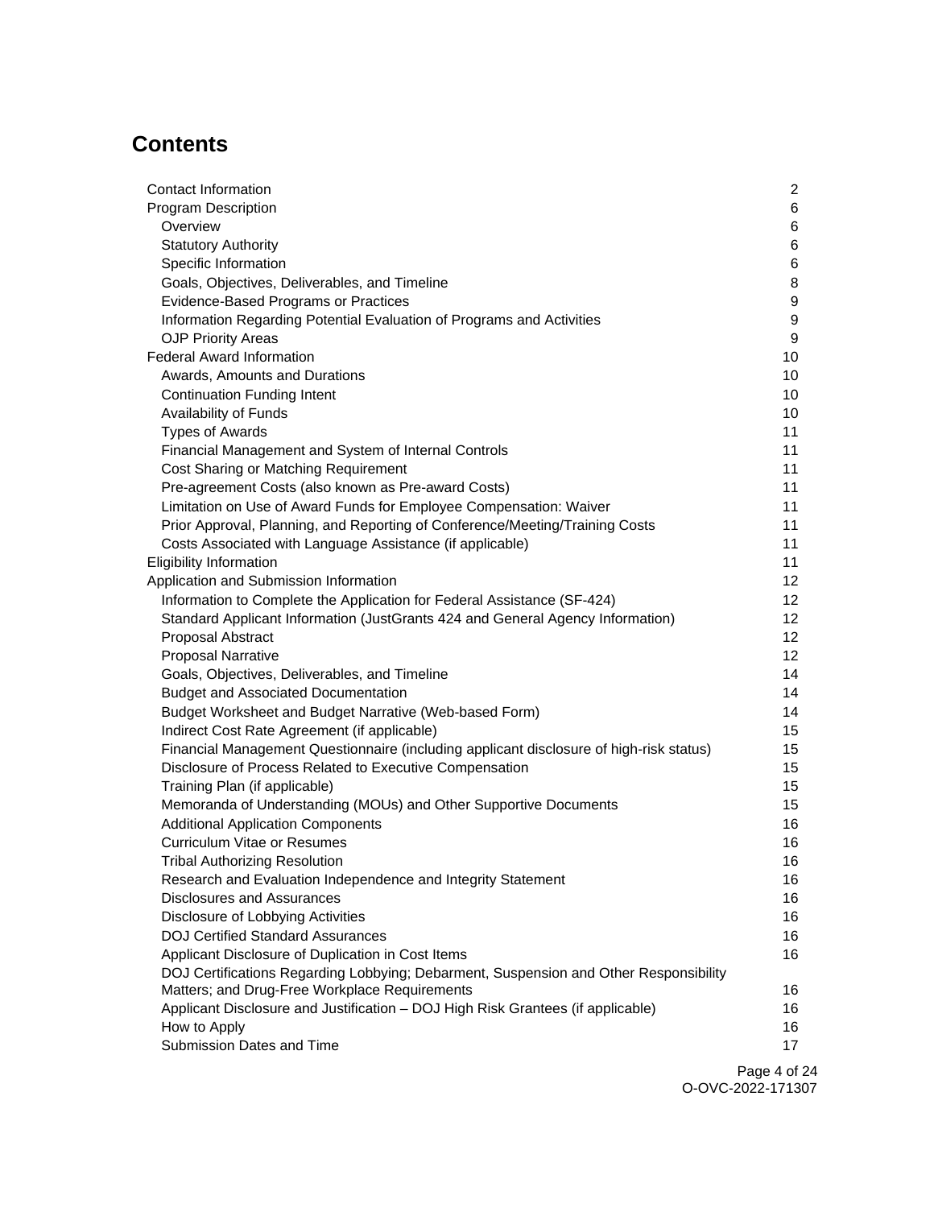# Contents

| | |
|---|---|
| Contact Information | 2 |
| Program Description | 6 |
| Overview | 6 |
| Statutory Authority | 6 |
| Specific Information | 6 |
| Goals, Objectives, Deliverables, and Timeline | 8 |
| Evidence-Based Programs or Practices | 9 |
| Information Regarding Potential Evaluation of Programs and Activities | 9 |
| OJP Priority Areas | 9 |
| Federal Award Information | 10 |
| Awards, Amounts and Durations | 10 |
| Continuation Funding Intent | 10 |
| Availability of Funds | 10 |
| Types of Awards | 11 |
| Financial Management and System of Internal Controls | 11 |
| Cost Sharing or Matching Requirement | 11 |
| Pre-agreement Costs (also known as Pre-award Costs) | 11 |
| Limitation on Use of Award Funds for Employee Compensation: Waiver | 11 |
| Prior Approval, Planning, and Reporting of Conference/Meeting/Training Costs | 11 |
| Costs Associated with Language Assistance (if applicable) | 11 |
| Eligibility Information | 11 |
| Application and Submission Information | 12 |
| Information to Complete the Application for Federal Assistance (SF-424) | 12 |
| Standard Applicant Information (JustGrants 424 and General Agency Information) | 12 |
| Proposal Abstract | 12 |
| Proposal Narrative | 12 |
| Goals, Objectives, Deliverables, and Timeline | 14 |
| Budget and Associated Documentation | 14 |
| Budget Worksheet and Budget Narrative (Web-based Form) | 14 |
| Indirect Cost Rate Agreement (if applicable) | 15 |
| Financial Management Questionnaire (including applicant disclosure of high-risk status) | 15 |
| Disclosure of Process Related to Executive Compensation | 15 |
| Training Plan (if applicable) | 15 |
| Memoranda of Understanding (MOUs) and Other Supportive Documents | 15 |
| Additional Application Components | 16 |
| Curriculum Vitae or Resumes | 16 |
| Tribal Authorizing Resolution | 16 |
| Research and Evaluation Independence and Integrity Statement | 16 |
| Disclosures and Assurances | 16 |
| Disclosure of Lobbying Activities | 16 |
| DOJ Certified Standard Assurances | 16 |
| Applicant Disclosure of Duplication in Cost Items | 16 |
| DOJ Certifications Regarding Lobbying; Debarment, Suspension and Other Responsibility Matters; and Drug-Free Workplace Requirements | 16 |
| Applicant Disclosure and Justification – DOJ High Risk Grantees (if applicable) | 16 |
| How to Apply | 16 |
| Submission Dates and Time | 17 |

O-OVC-2022-171307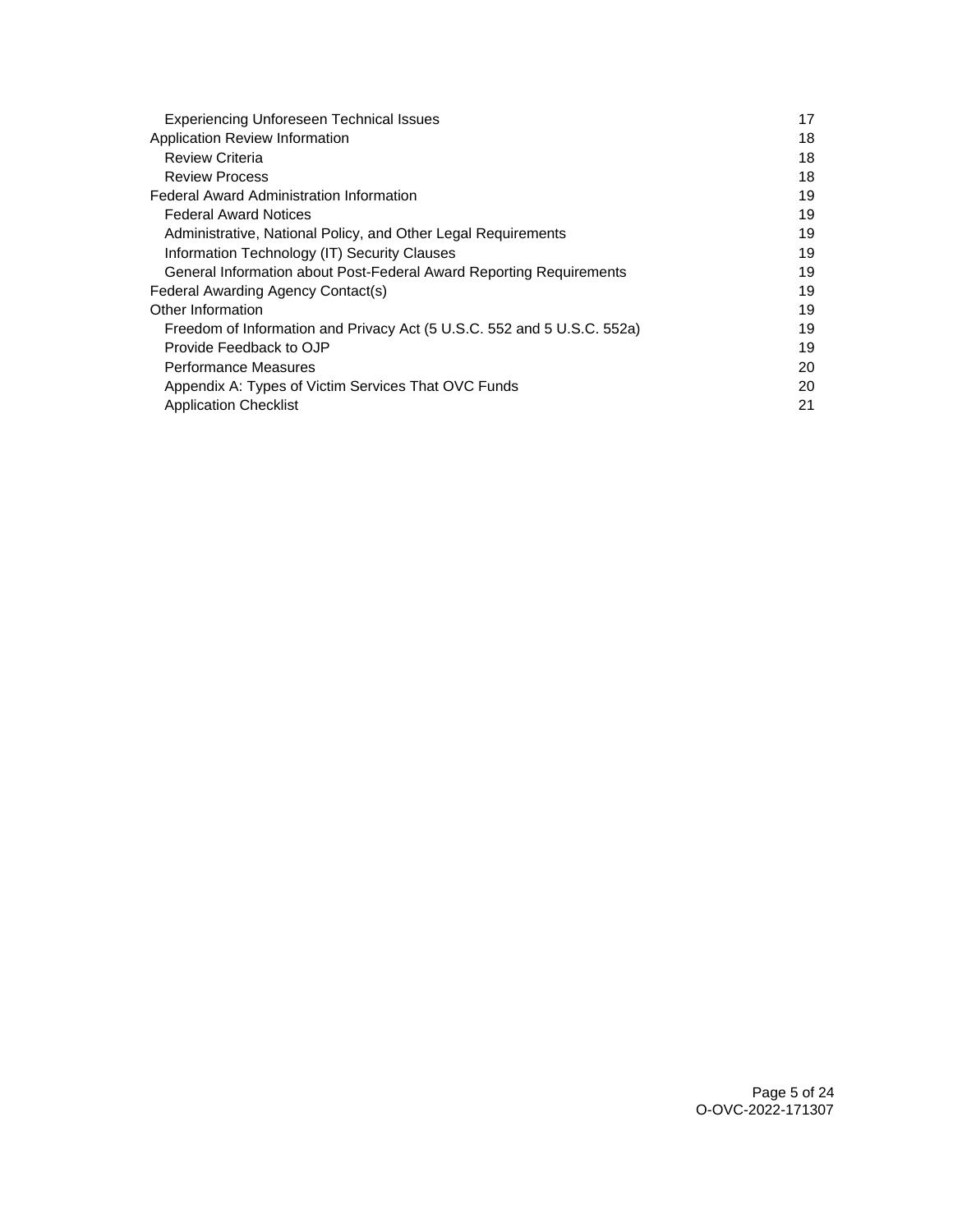| | |
|---|---|
| Experiencing Unforeseen Technical Issues | 17 |
| Application Review Information | 18 |
| Review Criteria | 18 |
| Review Process | 18 |
| Federal Award Administration Information | 19 |
| Federal Award Notices | 19 |
| Administrative, National Policy, and Other Legal Requirements | 19 |
| Information Technology (IT) Security Clauses | 19 |
| General Information about Post-Federal Award Reporting Requirements | 19 |
| Federal Awarding Agency Contact(s) | 19 |
| Other Information | 19 |
| Freedom of Information and Privacy Act (5 U.S.C. 552 and 5 U.S.C. 552a) | 19 |
| Provide Feedback to OJP | 19 |
| Performance Measures | 20 |
| Appendix A: Types of Victim Services That OVC Funds | 20 |
| Application Checklist | 21 |

O-OVC-2022-171307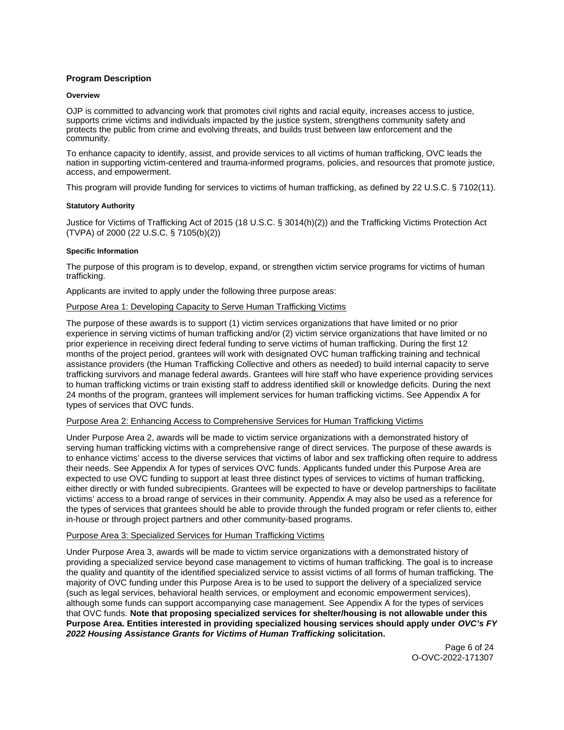## Program Description

### Overview

OJP is committed to advancing work that promotes civil rights and racial equity, increases access to justice, supports crime victims and individuals impacted by the justice system, strengthens community safety and protects the public from crime and evolving threats, and builds trust between law enforcement and the community.

To enhance capacity to identify, assist, and provide services to all victims of human trafficking, OVC leads the nation in supporting victim-centered and trauma-informed programs, policies, and resources that promote justice, access, and empowerment.

This program will provide funding for services to victims of human trafficking, as defined by 22 U.S.C. § 7102(11).

### Statutory Authority

Justice for Victims of Trafficking Act of 2015 (18 U.S.C. § 3014(h)(2)) and the Trafficking Victims Protection Act (TVPA) of 2000 (22 U.S.C. § 7105(b)(2))

### Specific Information

The purpose of this program is to develop, expand, or strengthen victim service programs for victims of human trafficking.

Applicants are invited to apply under the following three purpose areas:

Purpose Area 1: Developing Capacity to Serve Human Trafficking Victims

The purpose of these awards is to support (1) victim services organizations that have limited or no prior experience in serving victims of human trafficking and/or (2) victim service organizations that have limited or no prior experience in receiving direct federal funding to serve victims of human trafficking. During the first 12 months of the project period, grantees will work with designated OVC human trafficking training and technical assistance providers (the Human Trafficking Collective and others as needed) to build internal capacity to serve trafficking survivors and manage federal awards. Grantees will hire staff who have experience providing services to human trafficking victims or train existing staff to address identified skill or knowledge deficits. During the next 24 months of the program, grantees will implement services for human trafficking victims. See Appendix A for types of services that OVC funds.

Purpose Area 2: Enhancing Access to Comprehensive Services for Human Trafficking Victims

Under Purpose Area 2, awards will be made to victim service organizations with a demonstrated history of serving human trafficking victims with a comprehensive range of direct services. The purpose of these awards is to enhance victims' access to the diverse services that victims of labor and sex trafficking often require to address their needs. See Appendix A for types of services OVC funds. Applicants funded under this Purpose Area are expected to use OVC funding to support at least three distinct types of services to victims of human trafficking, either directly or with funded subrecipients. Grantees will be expected to have or develop partnerships to facilitate victims' access to a broad range of services in their community. Appendix A may also be used as a reference for the types of services that grantees should be able to provide through the funded program or refer clients to, either in-house or through project partners and other community-based programs.

Purpose Area 3: Specialized Services for Human Trafficking Victims

Under Purpose Area 3, awards will be made to victim service organizations with a demonstrated history of providing a specialized service beyond case management to victims of human trafficking. The goal is to increase the quality and quantity of the identified specialized service to assist victims of all forms of human trafficking. The majority of OVC funding under this Purpose Area is to be used to support the delivery of a specialized service (such as legal services, behavioral health services, or employment and economic empowerment services), although some funds can support accompanying case management. See Appendix A for the types of services that OVC funds. **Note that proposing specialized services for shelter/housing is not allowable under this Purpose Area. Entities interested in providing specialized housing services should apply under *OVC's FY 2022 Housing Assistance Grants for Victims of Human Trafficking* solicitation.**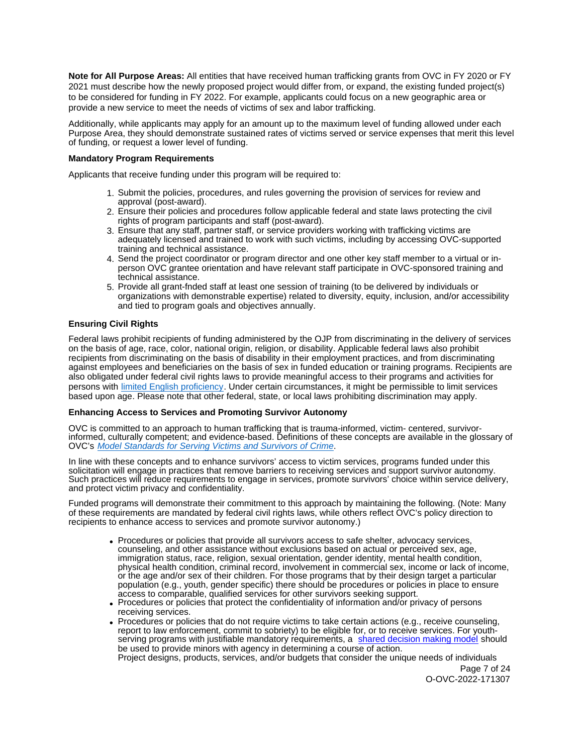**Note for All Purpose Areas:** All entities that have received human trafficking grants from OVC in FY 2020 or FY 2021 must describe how the newly proposed project would differ from, or expand, the existing funded project(s) to be considered for funding in FY 2022. For example, applicants could focus on a new geographic area or provide a new service to meet the needs of victims of sex and labor trafficking.

Additionally, while applicants may apply for an amount up to the maximum level of funding allowed under each Purpose Area, they should demonstrate sustained rates of victims served or service expenses that merit this level of funding, or request a lower level of funding.

### Mandatory Program Requirements

Applicants that receive funding under this program will be required to:

1. Submit the policies, procedures, and rules governing the provision of services for review and approval (post-award).
2. Ensure their policies and procedures follow applicable federal and state laws protecting the civil rights of program participants and staff (post-award).
3. Ensure that any staff, partner staff, or service providers working with trafficking victims are adequately licensed and trained to work with such victims, including by accessing OVC-supported training and technical assistance.
4. Send the project coordinator or program director and one other key staff member to a virtual or in-person OVC grantee orientation and have relevant staff participate in OVC-sponsored training and technical assistance.
5. Provide all grant-fnded staff at least one session of training (to be delivered by individuals or organizations with demonstrable expertise) related to diversity, equity, inclusion, and/or accessibility and tied to program goals and objectives annually.

### Ensuring Civil Rights

Federal laws prohibit recipients of funding administered by the OJP from discriminating in the delivery of services on the basis of age, race, color, national origin, religion, or disability. Applicable federal laws also prohibit recipients from discriminating on the basis of disability in their employment practices, and from discriminating against employees and beneficiaries on the basis of sex in funded education or training programs. Recipients are also obligated under federal civil rights laws to provide meaningful access to their programs and activities for persons with limited English proficiency. Under certain circumstances, it might be permissible to limit services based upon age. Please note that other federal, state, or local laws prohibiting discrimination may apply.

### Enhancing Access to Services and Promoting Survivor Autonomy

OVC is committed to an approach to human trafficking that is trauma-informed, victim- centered, survivor-informed, culturally competent; and evidence-based. Definitions of these concepts are available in the glossary of OVC's *Model Standards for Serving Victims and Survivors of Crime*.

In line with these concepts and to enhance survivors' access to victim services, programs funded under this solicitation will engage in practices that remove barriers to receiving services and support survivor autonomy. Such practices will reduce requirements to engage in services, promote survivors' choice within service delivery, and protect victim privacy and confidentiality.

Funded programs will demonstrate their commitment to this approach by maintaining the following. (Note: Many of these requirements are mandated by federal civil rights laws, while others reflect OVC's policy direction to recipients to enhance access to services and promote survivor autonomy.)

- Procedures or policies that provide all survivors access to safe shelter, advocacy services, counseling, and other assistance without exclusions based on actual or perceived sex, age, immigration status, race, religion, sexual orientation, gender identity, mental health condition, physical health condition, criminal record, involvement in commercial sex, income or lack of income, or the age and/or sex of their children. For those programs that by their design target a particular population (e.g., youth, gender specific) there should be procedures or policies in place to ensure access to comparable, qualified services for other survivors seeking support.
- Procedures or policies that protect the confidentiality of information and/or privacy of persons receiving services.
- Procedures or policies that do not require victims to take certain actions (e.g., receive counseling, report to law enforcement, commit to sobriety) to be eligible for, or to receive services. For youth-serving programs with justifiable mandatory requirements, a shared decision making model should be used to provide minors with agency in determining a course of action.
  Project designs, products, services, and/or budgets that consider the unique needs of individuals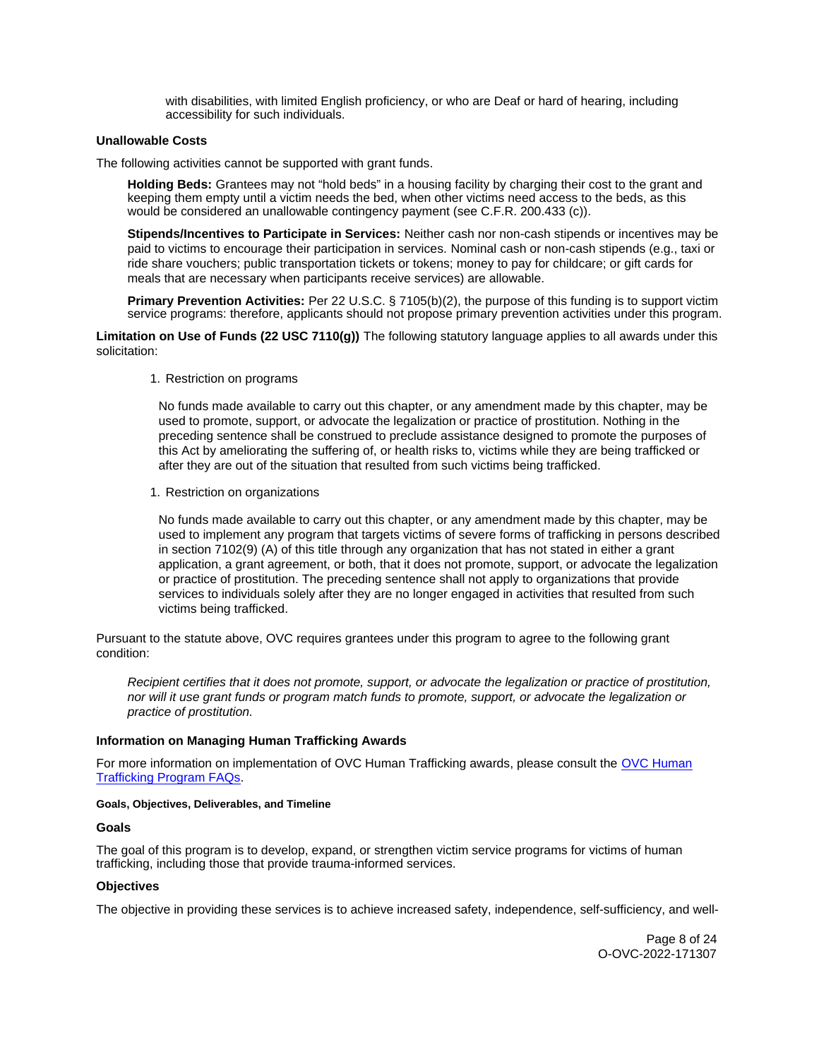with disabilities, with limited English proficiency, or who are Deaf or hard of hearing, including accessibility for such individuals.

**Unallowable Costs**

The following activities cannot be supported with grant funds.

**Holding Beds:** Grantees may not "hold beds" in a housing facility by charging their cost to the grant and keeping them empty until a victim needs the bed, when other victims need access to the beds, as this would be considered an unallowable contingency payment (see C.F.R. 200.433 (c)).

**Stipends/Incentives to Participate in Services:** Neither cash nor non-cash stipends or incentives may be paid to victims to encourage their participation in services. Nominal cash or non-cash stipends (e.g., taxi or ride share vouchers; public transportation tickets or tokens; money to pay for childcare; or gift cards for meals that are necessary when participants receive services) are allowable.

**Primary Prevention Activities:** Per 22 U.S.C. § 7105(b)(2), the purpose of this funding is to support victim service programs: therefore, applicants should not propose primary prevention activities under this program.

**Limitation on Use of Funds (22 USC 7110(g))** The following statutory language applies to all awards under this solicitation:

1. Restriction on programs

   No funds made available to carry out this chapter, or any amendment made by this chapter, may be used to promote, support, or advocate the legalization or practice of prostitution. Nothing in the preceding sentence shall be construed to preclude assistance designed to promote the purposes of this Act by ameliorating the suffering of, or health risks to, victims while they are being trafficked or after they are out of the situation that resulted from such victims being trafficked.

1. Restriction on organizations

   No funds made available to carry out this chapter, or any amendment made by this chapter, may be used to implement any program that targets victims of severe forms of trafficking in persons described in section 7102(9) (A) of this title through any organization that has not stated in either a grant application, a grant agreement, or both, that it does not promote, support, or advocate the legalization or practice of prostitution. The preceding sentence shall not apply to organizations that provide services to individuals solely after they are no longer engaged in activities that resulted from such victims being trafficked.

Pursuant to the statute above, OVC requires grantees under this program to agree to the following grant condition:

*Recipient certifies that it does not promote, support, or advocate the legalization or practice of prostitution, nor will it use grant funds or program match funds to promote, support, or advocate the legalization or practice of prostitution.*

**Information on Managing Human Trafficking Awards**

For more information on implementation of OVC Human Trafficking awards, please consult the [OVC Human Trafficking Program FAQs](OVC Human Trafficking Program FAQs).

#### Goals, Objectives, Deliverables, and Timeline

**Goals**

The goal of this program is to develop, expand, or strengthen victim service programs for victims of human trafficking, including those that provide trauma-informed services.

**Objectives**

The objective in providing these services is to achieve increased safety, independence, self-sufficiency, and well-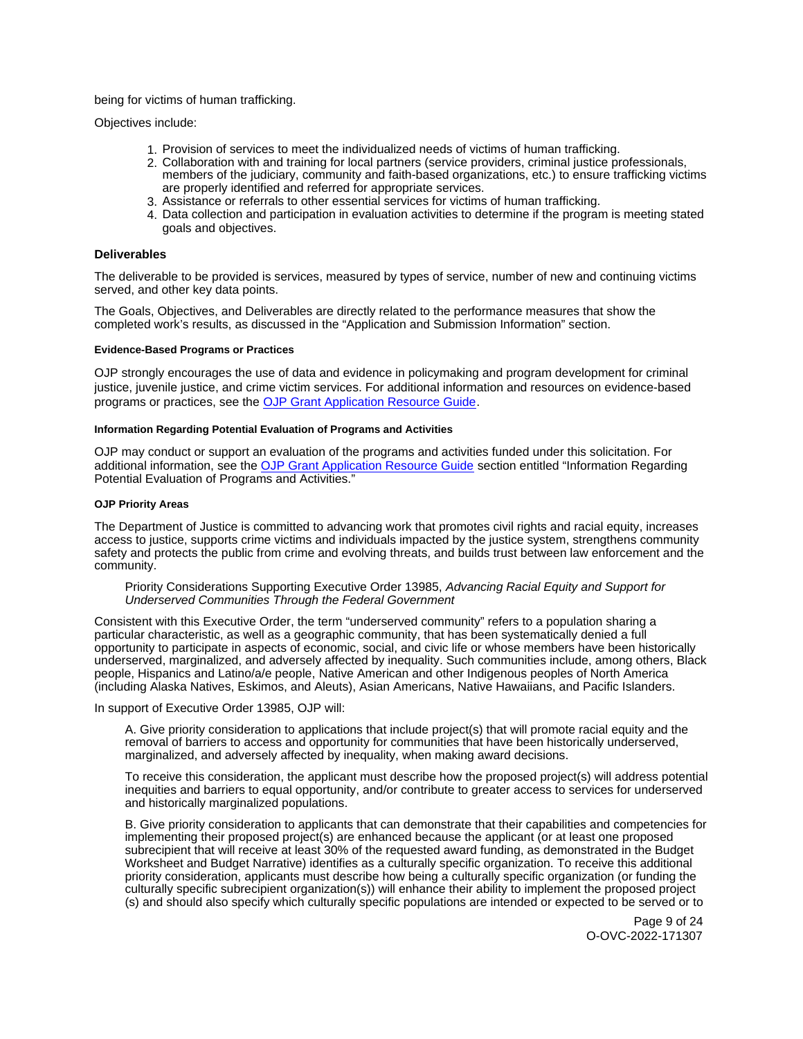being for victims of human trafficking.

Objectives include:

1. Provision of services to meet the individualized needs of victims of human trafficking.
2. Collaboration with and training for local partners (service providers, criminal justice professionals, members of the judiciary, community and faith-based organizations, etc.) to ensure trafficking victims are properly identified and referred for appropriate services.
3. Assistance or referrals to other essential services for victims of human trafficking.
4. Data collection and participation in evaluation activities to determine if the program is meeting stated goals and objectives.

### Deliverables

The deliverable to be provided is services, measured by types of service, number of new and continuing victims served, and other key data points.

The Goals, Objectives, and Deliverables are directly related to the performance measures that show the completed work's results, as discussed in the "Application and Submission Information" section.

#### Evidence-Based Programs or Practices

OJP strongly encourages the use of data and evidence in policymaking and program development for criminal justice, juvenile justice, and crime victim services. For additional information and resources on evidence-based programs or practices, see the OJP Grant Application Resource Guide.

#### Information Regarding Potential Evaluation of Programs and Activities

OJP may conduct or support an evaluation of the programs and activities funded under this solicitation. For additional information, see the OJP Grant Application Resource Guide section entitled "Information Regarding Potential Evaluation of Programs and Activities."

#### OJP Priority Areas

The Department of Justice is committed to advancing work that promotes civil rights and racial equity, increases access to justice, supports crime victims and individuals impacted by the justice system, strengthens community safety and protects the public from crime and evolving threats, and builds trust between law enforcement and the community.

Priority Considerations Supporting Executive Order 13985, *Advancing Racial Equity and Support for Underserved Communities Through the Federal Government*

Consistent with this Executive Order, the term "underserved community" refers to a population sharing a particular characteristic, as well as a geographic community, that has been systematically denied a full opportunity to participate in aspects of economic, social, and civic life or whose members have been historically underserved, marginalized, and adversely affected by inequality. Such communities include, among others, Black people, Hispanics and Latino/a/e people, Native American and other Indigenous peoples of North America (including Alaska Natives, Eskimos, and Aleuts), Asian Americans, Native Hawaiians, and Pacific Islanders.

In support of Executive Order 13985, OJP will:

A. Give priority consideration to applications that include project(s) that will promote racial equity and the removal of barriers to access and opportunity for communities that have been historically underserved, marginalized, and adversely affected by inequality, when making award decisions.

To receive this consideration, the applicant must describe how the proposed project(s) will address potential inequities and barriers to equal opportunity, and/or contribute to greater access to services for underserved and historically marginalized populations.

B. Give priority consideration to applicants that can demonstrate that their capabilities and competencies for implementing their proposed project(s) are enhanced because the applicant (or at least one proposed subrecipient that will receive at least 30% of the requested award funding, as demonstrated in the Budget Worksheet and Budget Narrative) identifies as a culturally specific organization. To receive this additional priority consideration, applicants must describe how being a culturally specific organization (or funding the culturally specific subrecipient organization(s)) will enhance their ability to implement the proposed project (s) and should also specify which culturally specific populations are intended or expected to be served or to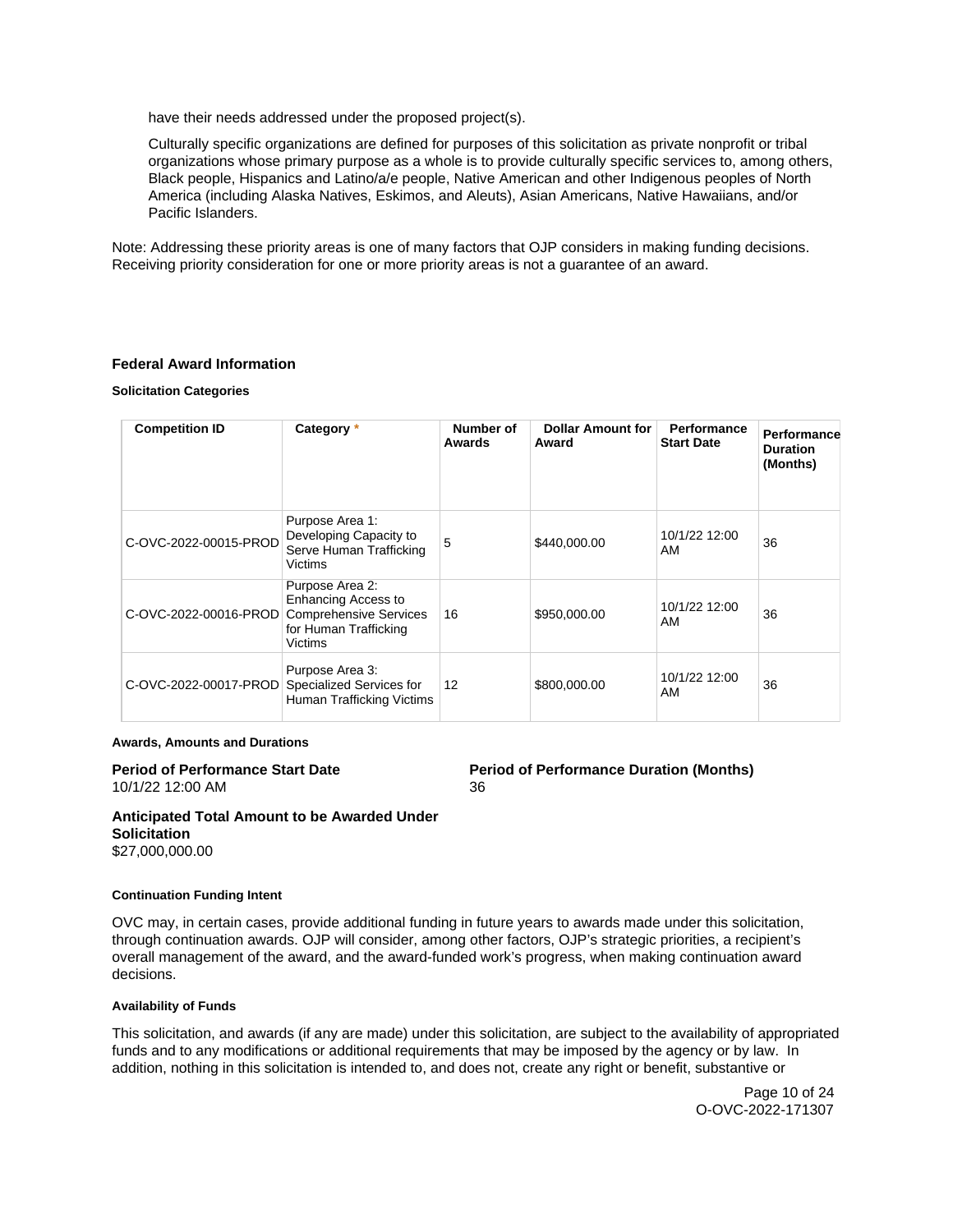have their needs addressed under the proposed project(s).

Culturally specific organizations are defined for purposes of this solicitation as private nonprofit or tribal organizations whose primary purpose as a whole is to provide culturally specific services to, among others, Black people, Hispanics and Latino/a/e people, Native American and other Indigenous peoples of North America (including Alaska Natives, Eskimos, and Aleuts), Asian Americans, Native Hawaiians, and/or Pacific Islanders.

Note: Addressing these priority areas is one of many factors that OJP considers in making funding decisions. Receiving priority consideration for one or more priority areas is not a guarantee of an award.

## Federal Award Information

#### Solicitation Categories

| Competition ID | Category * | Number of Awards | Dollar Amount for Award | Performance Start Date | Performance Duration (Months) |
|---|---|---|---|---|---|
| C-OVC-2022-00015-PROD | Purpose Area 1: Developing Capacity to Serve Human Trafficking Victims | 5 | $440,000.00 | 10/1/22 12:00 AM | 36 |
| C-OVC-2022-00016-PROD | Purpose Area 2: Enhancing Access to Comprehensive Services for Human Trafficking Victims | 16 | $950,000.00 | 10/1/22 12:00 AM | 36 |
| C-OVC-2022-00017-PROD | Purpose Area 3: Specialized Services for Human Trafficking Victims | 12 | $800,000.00 | 10/1/22 12:00 AM | 36 |

#### Awards, Amounts and Durations

**Period of Performance Start Date**
10/1/22 12:00 AM

**Period of Performance Duration (Months)**
36

**Anticipated Total Amount to be Awarded Under Solicitation**
$27,000,000.00

#### Continuation Funding Intent

OVC may, in certain cases, provide additional funding in future years to awards made under this solicitation, through continuation awards. OJP will consider, among other factors, OJP's strategic priorities, a recipient's overall management of the award, and the award-funded work's progress, when making continuation award decisions.

#### Availability of Funds

This solicitation, and awards (if any are made) under this solicitation, are subject to the availability of appropriated funds and to any modifications or additional requirements that may be imposed by the agency or by law. In addition, nothing in this solicitation is intended to, and does not, create any right or benefit, substantive or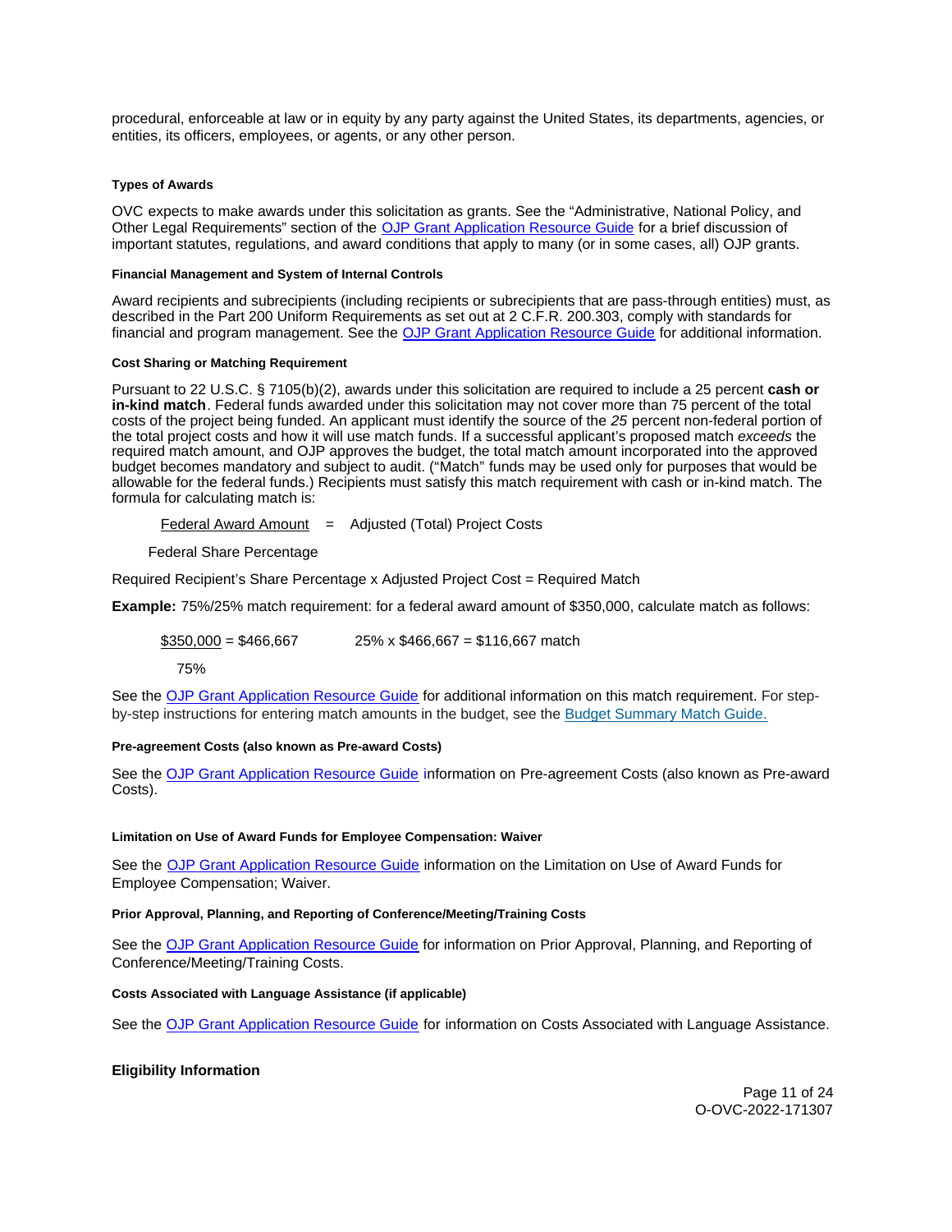procedural, enforceable at law or in equity by any party against the United States, its departments, agencies, or entities, its officers, employees, or agents, or any other person.

#### Types of Awards

OVC expects to make awards under this solicitation as grants. See the "Administrative, National Policy, and Other Legal Requirements" section of the [OJP Grant Application Resource Guide](#) for a brief discussion of important statutes, regulations, and award conditions that apply to many (or in some cases, all) OJP grants.

#### Financial Management and System of Internal Controls

Award recipients and subrecipients (including recipients or subrecipients that are pass-through entities) must, as described in the Part 200 Uniform Requirements as set out at 2 C.F.R. 200.303, comply with standards for financial and program management. See the [OJP Grant Application Resource Guide](#) for additional information.

#### Cost Sharing or Matching Requirement

Pursuant to 22 U.S.C. § 7105(b)(2), awards under this solicitation are required to include a 25 percent **cash or in-kind match**. Federal funds awarded under this solicitation may not cover more than 75 percent of the total costs of the project being funded. An applicant must identify the source of the *25* percent non-federal portion of the total project costs and how it will use match funds. If a successful applicant's proposed match *exceeds* the required match amount, and OJP approves the budget, the total match amount incorporated into the approved budget becomes mandatory and subject to audit. ("Match" funds may be used only for purposes that would be allowable for the federal funds.) Recipients must satisfy this match requirement with cash or in-kind match. The formula for calculating match is:

$$\frac{\text{Federal Award Amount}}{\text{Federal Share Percentage}} = \text{Adjusted (Total) Project Costs}$$

Required Recipient's Share Percentage x Adjusted Project Cost = Required Match

**Example:** 75%/25% match requirement: for a federal award amount of $350,000, calculate match as follows:

$$\frac{\$350{,}000}{75\%} = \$466{,}667 \qquad 25\% \times \$466{,}667 = \$116{,}667 \text{ match}$$

See the [OJP Grant Application Resource Guide](#) for additional information on this match requirement. For step-by-step instructions for entering match amounts in the budget, see the [Budget Summary Match Guide.](#)

#### Pre-agreement Costs (also known as Pre-award Costs)

See the [OJP Grant Application Resource Guide](#) information on Pre-agreement Costs (also known as Pre-award Costs).

#### Limitation on Use of Award Funds for Employee Compensation: Waiver

See the [OJP Grant Application Resource Guide](#) information on the Limitation on Use of Award Funds for Employee Compensation; Waiver.

#### Prior Approval, Planning, and Reporting of Conference/Meeting/Training Costs

See the [OJP Grant Application Resource Guide](#) for information on Prior Approval, Planning, and Reporting of Conference/Meeting/Training Costs.

#### Costs Associated with Language Assistance (if applicable)

See the [OJP Grant Application Resource Guide](#) for information on Costs Associated with Language Assistance.

### Eligibility Information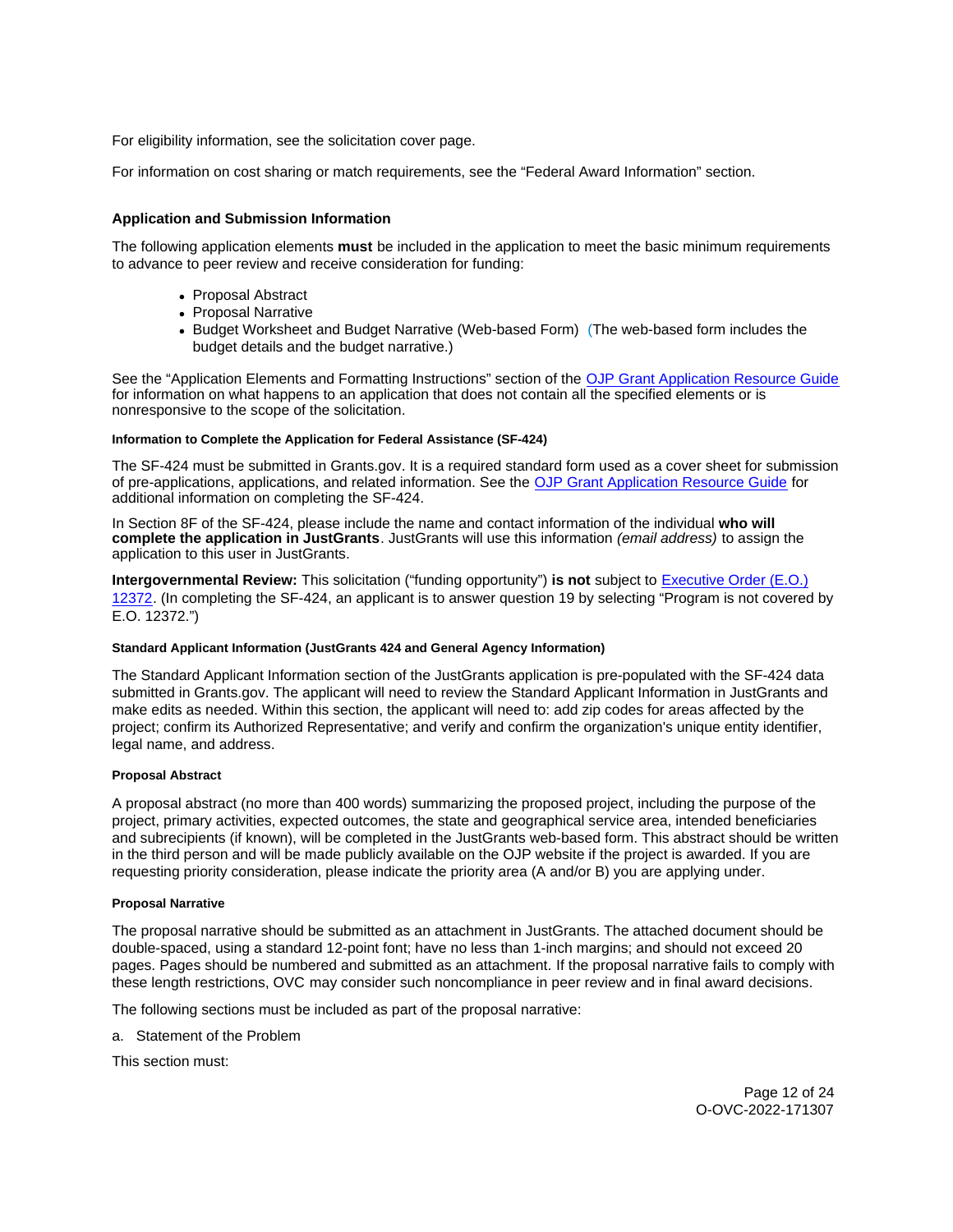For eligibility information, see the solicitation cover page.

For information on cost sharing or match requirements, see the "Federal Award Information" section.

### Application and Submission Information

The following application elements **must** be included in the application to meet the basic minimum requirements to advance to peer review and receive consideration for funding:

- Proposal Abstract
- Proposal Narrative
- Budget Worksheet and Budget Narrative (Web-based Form) (The web-based form includes the budget details and the budget narrative.)

See the "Application Elements and Formatting Instructions" section of the OJP Grant Application Resource Guide for information on what happens to an application that does not contain all the specified elements or is nonresponsive to the scope of the solicitation.

#### Information to Complete the Application for Federal Assistance (SF-424)

The SF-424 must be submitted in Grants.gov. It is a required standard form used as a cover sheet for submission of pre-applications, applications, and related information. See the OJP Grant Application Resource Guide for additional information on completing the SF-424.

In Section 8F of the SF-424, please include the name and contact information of the individual **who will complete the application in JustGrants**. JustGrants will use this information *(email address)* to assign the application to this user in JustGrants.

**Intergovernmental Review:** This solicitation ("funding opportunity") **is not** subject to Executive Order (E.O.) 12372. (In completing the SF-424, an applicant is to answer question 19 by selecting "Program is not covered by E.O. 12372.")

#### Standard Applicant Information (JustGrants 424 and General Agency Information)

The Standard Applicant Information section of the JustGrants application is pre-populated with the SF-424 data submitted in Grants.gov. The applicant will need to review the Standard Applicant Information in JustGrants and make edits as needed. Within this section, the applicant will need to: add zip codes for areas affected by the project; confirm its Authorized Representative; and verify and confirm the organization's unique entity identifier, legal name, and address.

#### Proposal Abstract

A proposal abstract (no more than 400 words) summarizing the proposed project, including the purpose of the project, primary activities, expected outcomes, the state and geographical service area, intended beneficiaries and subrecipients (if known), will be completed in the JustGrants web-based form. This abstract should be written in the third person and will be made publicly available on the OJP website if the project is awarded. If you are requesting priority consideration, please indicate the priority area (A and/or B) you are applying under.

#### Proposal Narrative

The proposal narrative should be submitted as an attachment in JustGrants. The attached document should be double-spaced, using a standard 12-point font; have no less than 1-inch margins; and should not exceed 20 pages. Pages should be numbered and submitted as an attachment. If the proposal narrative fails to comply with these length restrictions, OVC may consider such noncompliance in peer review and in final award decisions.

The following sections must be included as part of the proposal narrative:

a. Statement of the Problem

This section must: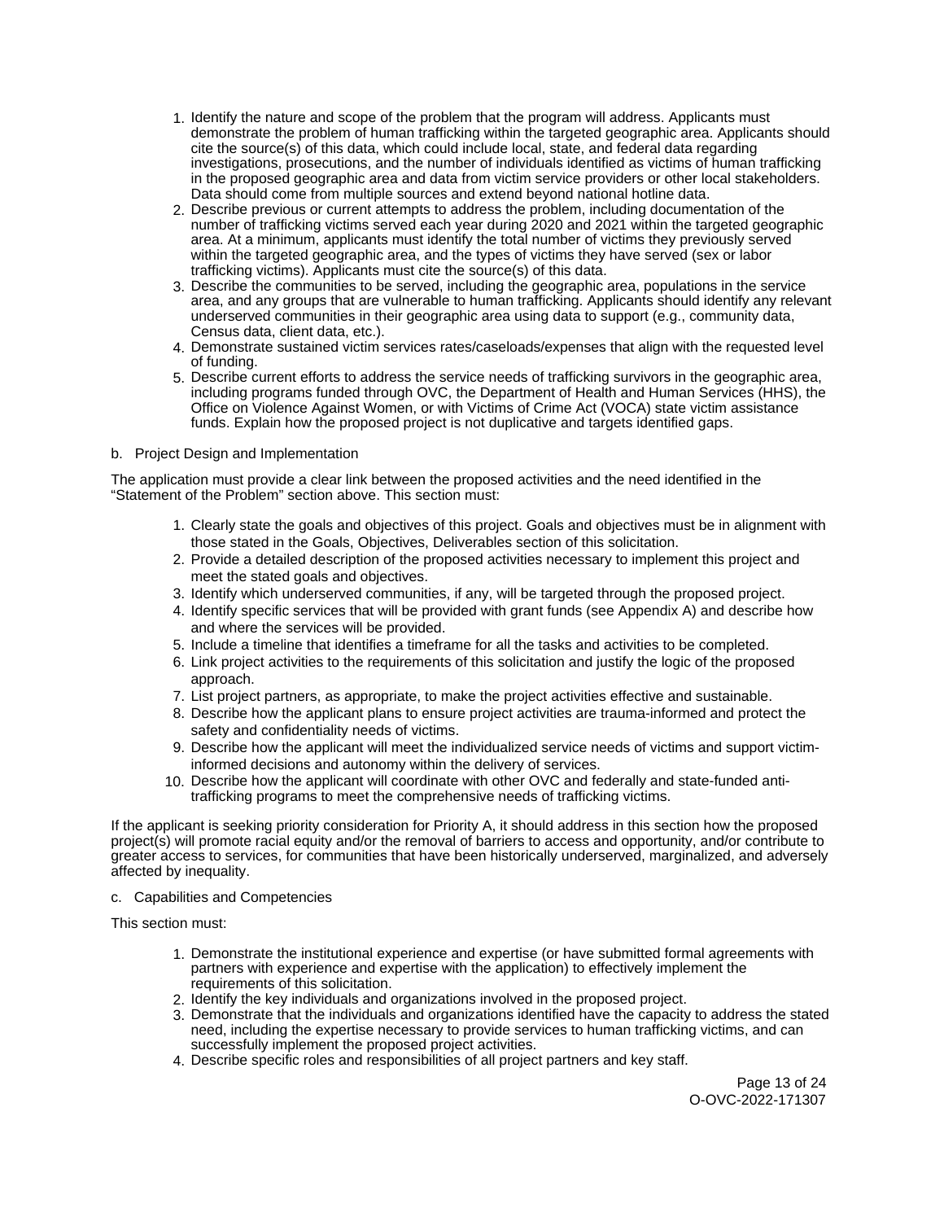1. Identify the nature and scope of the problem that the program will address. Applicants must demonstrate the problem of human trafficking within the targeted geographic area. Applicants should cite the source(s) of this data, which could include local, state, and federal data regarding investigations, prosecutions, and the number of individuals identified as victims of human trafficking in the proposed geographic area and data from victim service providers or other local stakeholders. Data should come from multiple sources and extend beyond national hotline data.
2. Describe previous or current attempts to address the problem, including documentation of the number of trafficking victims served each year during 2020 and 2021 within the targeted geographic area. At a minimum, applicants must identify the total number of victims they previously served within the targeted geographic area, and the types of victims they have served (sex or labor trafficking victims). Applicants must cite the source(s) of this data.
3. Describe the communities to be served, including the geographic area, populations in the service area, and any groups that are vulnerable to human trafficking. Applicants should identify any relevant underserved communities in their geographic area using data to support (e.g., community data, Census data, client data, etc.).
4. Demonstrate sustained victim services rates/caseloads/expenses that align with the requested level of funding.
5. Describe current efforts to address the service needs of trafficking survivors in the geographic area, including programs funded through OVC, the Department of Health and Human Services (HHS), the Office on Violence Against Women, or with Victims of Crime Act (VOCA) state victim assistance funds. Explain how the proposed project is not duplicative and targets identified gaps.

b. Project Design and Implementation

The application must provide a clear link between the proposed activities and the need identified in the "Statement of the Problem" section above. This section must:

1. Clearly state the goals and objectives of this project. Goals and objectives must be in alignment with those stated in the Goals, Objectives, Deliverables section of this solicitation.
2. Provide a detailed description of the proposed activities necessary to implement this project and meet the stated goals and objectives.
3. Identify which underserved communities, if any, will be targeted through the proposed project.
4. Identify specific services that will be provided with grant funds (see Appendix A) and describe how and where the services will be provided.
5. Include a timeline that identifies a timeframe for all the tasks and activities to be completed.
6. Link project activities to the requirements of this solicitation and justify the logic of the proposed approach.
7. List project partners, as appropriate, to make the project activities effective and sustainable.
8. Describe how the applicant plans to ensure project activities are trauma-informed and protect the safety and confidentiality needs of victims.
9. Describe how the applicant will meet the individualized service needs of victims and support victim-informed decisions and autonomy within the delivery of services.
10. Describe how the applicant will coordinate with other OVC and federally and state-funded anti-trafficking programs to meet the comprehensive needs of trafficking victims.

If the applicant is seeking priority consideration for Priority A, it should address in this section how the proposed project(s) will promote racial equity and/or the removal of barriers to access and opportunity, and/or contribute to greater access to services, for communities that have been historically underserved, marginalized, and adversely affected by inequality.

c. Capabilities and Competencies

This section must:

1. Demonstrate the institutional experience and expertise (or have submitted formal agreements with partners with experience and expertise with the application) to effectively implement the requirements of this solicitation.
2. Identify the key individuals and organizations involved in the proposed project.
3. Demonstrate that the individuals and organizations identified have the capacity to address the stated need, including the expertise necessary to provide services to human trafficking victims, and can successfully implement the proposed project activities.
4. Describe specific roles and responsibilities of all project partners and key staff.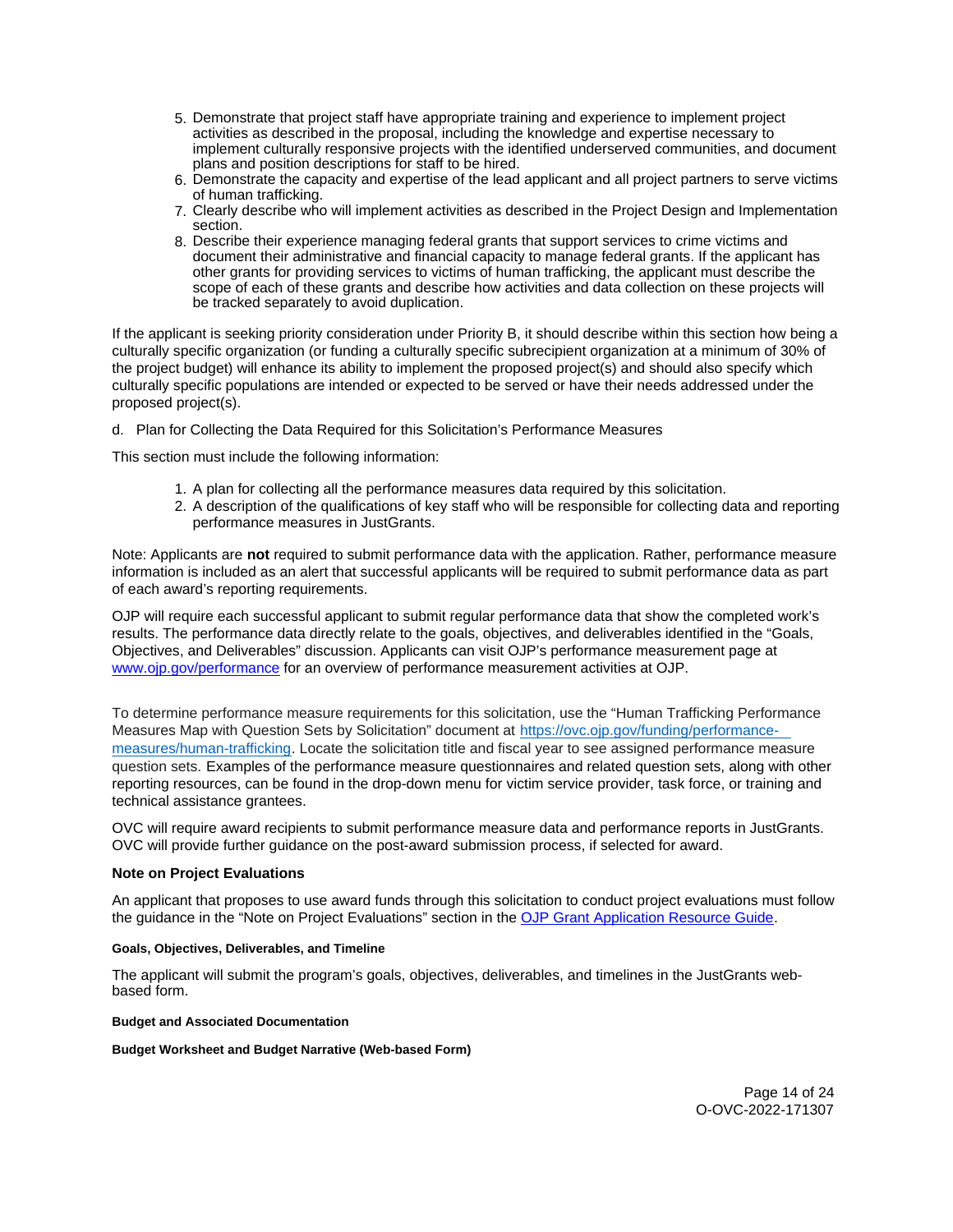5. Demonstrate that project staff have appropriate training and experience to implement project activities as described in the proposal, including the knowledge and expertise necessary to implement culturally responsive projects with the identified underserved communities, and document plans and position descriptions for staff to be hired.
6. Demonstrate the capacity and expertise of the lead applicant and all project partners to serve victims of human trafficking.
7. Clearly describe who will implement activities as described in the Project Design and Implementation section.
8. Describe their experience managing federal grants that support services to crime victims and document their administrative and financial capacity to manage federal grants. If the applicant has other grants for providing services to victims of human trafficking, the applicant must describe the scope of each of these grants and describe how activities and data collection on these projects will be tracked separately to avoid duplication.

If the applicant is seeking priority consideration under Priority B, it should describe within this section how being a culturally specific organization (or funding a culturally specific subrecipient organization at a minimum of 30% of the project budget) will enhance its ability to implement the proposed project(s) and should also specify which culturally specific populations are intended or expected to be served or have their needs addressed under the proposed project(s).

d. Plan for Collecting the Data Required for this Solicitation's Performance Measures

This section must include the following information:

1. A plan for collecting all the performance measures data required by this solicitation.
2. A description of the qualifications of key staff who will be responsible for collecting data and reporting performance measures in JustGrants.

Note: Applicants are **not** required to submit performance data with the application. Rather, performance measure information is included as an alert that successful applicants will be required to submit performance data as part of each award's reporting requirements.

OJP will require each successful applicant to submit regular performance data that show the completed work's results. The performance data directly relate to the goals, objectives, and deliverables identified in the "Goals, Objectives, and Deliverables" discussion. Applicants can visit OJP's performance measurement page at [www.ojp.gov/performance](www.ojp.gov/performance) for an overview of performance measurement activities at OJP.

To determine performance measure requirements for this solicitation, use the "Human Trafficking Performance Measures Map with Question Sets by Solicitation" document at [https://ovc.ojp.gov/funding/performance-measures/human-trafficking](https://ovc.ojp.gov/funding/performance-measures/human-trafficking). Locate the solicitation title and fiscal year to see assigned performance measure question sets. Examples of the performance measure questionnaires and related question sets, along with other reporting resources, can be found in the drop-down menu for victim service provider, task force, or training and technical assistance grantees.

OVC will require award recipients to submit performance measure data and performance reports in JustGrants. OVC will provide further guidance on the post-award submission process, if selected for award.

### Note on Project Evaluations

An applicant that proposes to use award funds through this solicitation to conduct project evaluations must follow the guidance in the "Note on Project Evaluations" section in the OJP Grant Application Resource Guide.

#### Goals, Objectives, Deliverables, and Timeline

The applicant will submit the program's goals, objectives, deliverables, and timelines in the JustGrants web-based form.

#### Budget and Associated Documentation

#### Budget Worksheet and Budget Narrative (Web-based Form)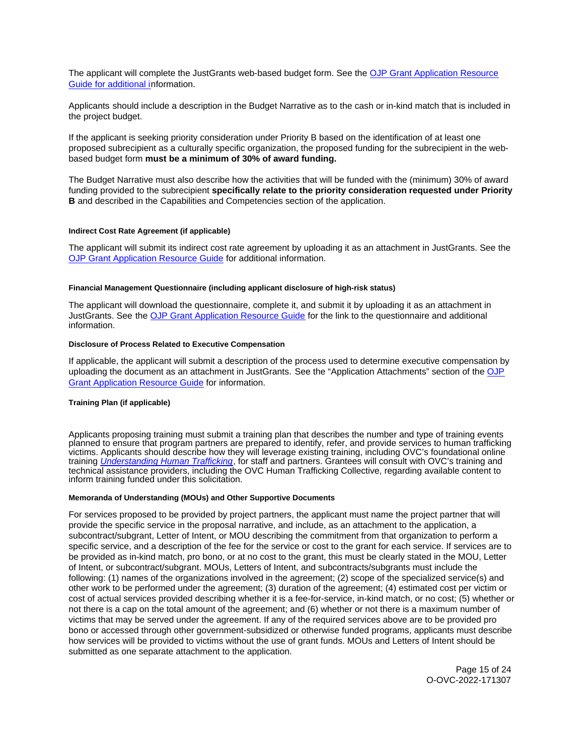The applicant will complete the JustGrants web-based budget form. See the OJP Grant Application Resource Guide for additional information.

Applicants should include a description in the Budget Narrative as to the cash or in-kind match that is included in the project budget.

If the applicant is seeking priority consideration under Priority B based on the identification of at least one proposed subrecipient as a culturally specific organization, the proposed funding for the subrecipient in the web-based budget form **must be a minimum of 30% of award funding.**

The Budget Narrative must also describe how the activities that will be funded with the (minimum) 30% of award funding provided to the subrecipient **specifically relate to the priority consideration requested under Priority B** and described in the Capabilities and Competencies section of the application.

#### Indirect Cost Rate Agreement (if applicable)

The applicant will submit its indirect cost rate agreement by uploading it as an attachment in JustGrants. See the OJP Grant Application Resource Guide for additional information.

#### Financial Management Questionnaire (including applicant disclosure of high-risk status)

The applicant will download the questionnaire, complete it, and submit it by uploading it as an attachment in JustGrants. See the OJP Grant Application Resource Guide for the link to the questionnaire and additional information.

#### Disclosure of Process Related to Executive Compensation

If applicable, the applicant will submit a description of the process used to determine executive compensation by uploading the document as an attachment in JustGrants. See the "Application Attachments" section of the OJP Grant Application Resource Guide for information.

#### Training Plan (if applicable)

Applicants proposing training must submit a training plan that describes the number and type of training events planned to ensure that program partners are prepared to identify, refer, and provide services to human trafficking victims. Applicants should describe how they will leverage existing training, including OVC's foundational online training *Understanding Human Trafficking*, for staff and partners. Grantees will consult with OVC's training and technical assistance providers, including the OVC Human Trafficking Collective, regarding available content to inform training funded under this solicitation.

#### Memoranda of Understanding (MOUs) and Other Supportive Documents

For services proposed to be provided by project partners, the applicant must name the project partner that will provide the specific service in the proposal narrative, and include, as an attachment to the application, a subcontract/subgrant, Letter of Intent, or MOU describing the commitment from that organization to perform a specific service, and a description of the fee for the service or cost to the grant for each service. If services are to be provided as in-kind match, pro bono, or at no cost to the grant, this must be clearly stated in the MOU, Letter of Intent, or subcontract/subgrant. MOUs, Letters of Intent, and subcontracts/subgrants must include the following: (1) names of the organizations involved in the agreement; (2) scope of the specialized service(s) and other work to be performed under the agreement; (3) duration of the agreement; (4) estimated cost per victim or cost of actual services provided describing whether it is a fee-for-service, in-kind match, or no cost; (5) whether or not there is a cap on the total amount of the agreement; and (6) whether or not there is a maximum number of victims that may be served under the agreement. If any of the required services above are to be provided pro bono or accessed through other government-subsidized or otherwise funded programs, applicants must describe how services will be provided to victims without the use of grant funds. MOUs and Letters of Intent should be submitted as one separate attachment to the application.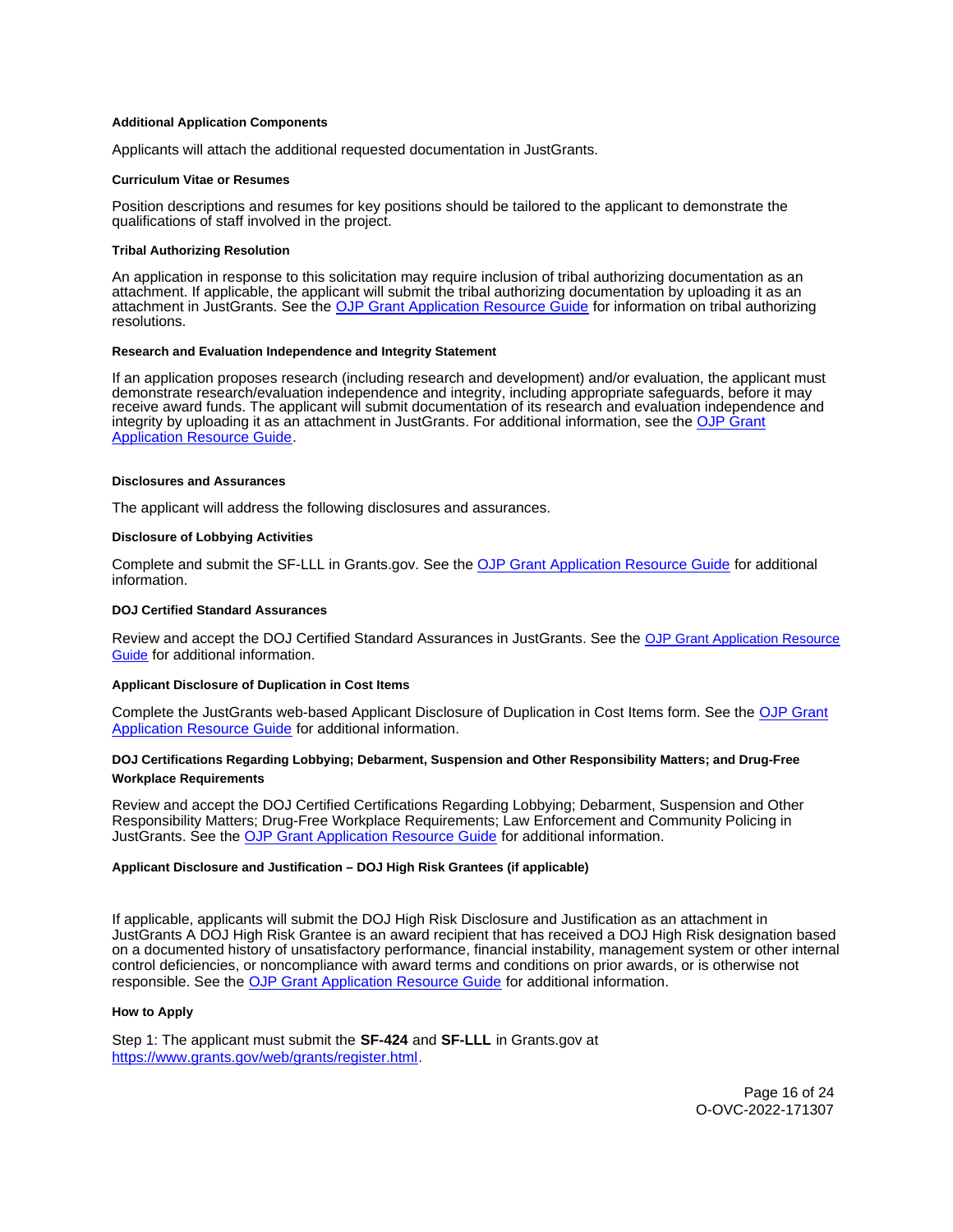#### Additional Application Components

Applicants will attach the additional requested documentation in JustGrants.

##### Curriculum Vitae or Resumes

Position descriptions and resumes for key positions should be tailored to the applicant to demonstrate the qualifications of staff involved in the project.

##### Tribal Authorizing Resolution

An application in response to this solicitation may require inclusion of tribal authorizing documentation as an attachment. If applicable, the applicant will submit the tribal authorizing documentation by uploading it as an attachment in JustGrants. See the OJP Grant Application Resource Guide for information on tribal authorizing resolutions.

##### Research and Evaluation Independence and Integrity Statement

If an application proposes research (including research and development) and/or evaluation, the applicant must demonstrate research/evaluation independence and integrity, including appropriate safeguards, before it may receive award funds. The applicant will submit documentation of its research and evaluation independence and integrity by uploading it as an attachment in JustGrants. For additional information, see the OJP Grant Application Resource Guide.

#### Disclosures and Assurances

The applicant will address the following disclosures and assurances.

##### Disclosure of Lobbying Activities

Complete and submit the SF-LLL in Grants.gov. See the OJP Grant Application Resource Guide for additional information.

##### DOJ Certified Standard Assurances

Review and accept the DOJ Certified Standard Assurances in JustGrants. See the OJP Grant Application Resource Guide for additional information.

##### Applicant Disclosure of Duplication in Cost Items

Complete the JustGrants web-based Applicant Disclosure of Duplication in Cost Items form. See the OJP Grant Application Resource Guide for additional information.

##### DOJ Certifications Regarding Lobbying; Debarment, Suspension and Other Responsibility Matters; and Drug-Free Workplace Requirements

Review and accept the DOJ Certified Certifications Regarding Lobbying; Debarment, Suspension and Other Responsibility Matters; Drug-Free Workplace Requirements; Law Enforcement and Community Policing in JustGrants. See the OJP Grant Application Resource Guide for additional information.

##### Applicant Disclosure and Justification – DOJ High Risk Grantees (if applicable)

If applicable, applicants will submit the DOJ High Risk Disclosure and Justification as an attachment in JustGrants A DOJ High Risk Grantee is an award recipient that has received a DOJ High Risk designation based on a documented history of unsatisfactory performance, financial instability, management system or other internal control deficiencies, or noncompliance with award terms and conditions on prior awards, or is otherwise not responsible. See the OJP Grant Application Resource Guide for additional information.

#### How to Apply

Step 1: The applicant must submit the **SF-424** and **SF-LLL** in Grants.gov at https://www.grants.gov/web/grants/register.html.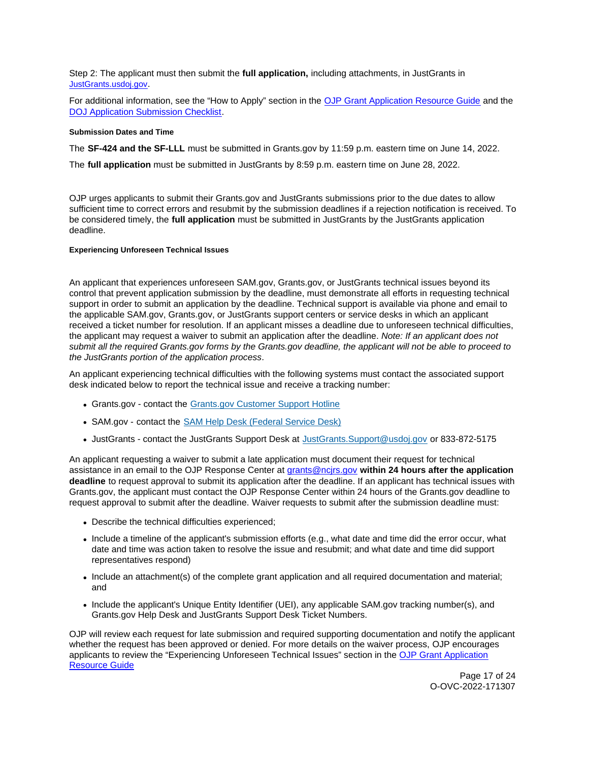Step 2: The applicant must then submit the **full application,** including attachments, in JustGrants in [JustGrants.usdoj.gov](JustGrants.usdoj.gov).

For additional information, see the "How to Apply" section in the [OJP Grant Application Resource Guide](OJP Grant Application Resource Guide) and the [DOJ Application Submission Checklist](DOJ Application Submission Checklist).

#### Submission Dates and Time

The **SF-424 and the SF-LLL** must be submitted in Grants.gov by 11:59 p.m. eastern time on June 14, 2022.

The **full application** must be submitted in JustGrants by 8:59 p.m. eastern time on June 28, 2022.

OJP urges applicants to submit their Grants.gov and JustGrants submissions prior to the due dates to allow sufficient time to correct errors and resubmit by the submission deadlines if a rejection notification is received. To be considered timely, the **full application** must be submitted in JustGrants by the JustGrants application deadline.

#### Experiencing Unforeseen Technical Issues

An applicant that experiences unforeseen SAM.gov, Grants.gov, or JustGrants technical issues beyond its control that prevent application submission by the deadline, must demonstrate all efforts in requesting technical support in order to submit an application by the deadline. Technical support is available via phone and email to the applicable SAM.gov, Grants.gov, or JustGrants support centers or service desks in which an applicant received a ticket number for resolution. If an applicant misses a deadline due to unforeseen technical difficulties, the applicant may request a waiver to submit an application after the deadline. *Note: If an applicant does not submit all the required Grants.gov forms by the Grants.gov deadline, the applicant will not be able to proceed to the JustGrants portion of the application process*.

An applicant experiencing technical difficulties with the following systems must contact the associated support desk indicated below to report the technical issue and receive a tracking number:

- Grants.gov - contact the [Grants.gov Customer Support Hotline](Grants.gov Customer Support Hotline)
- SAM.gov - contact the [SAM Help Desk (Federal Service Desk)](SAM Help Desk (Federal Service Desk))
- JustGrants - contact the JustGrants Support Desk at [JustGrants.Support@usdoj.gov](mailto:JustGrants.Support@usdoj.gov) or 833-872-5175

An applicant requesting a waiver to submit a late application must document their request for technical assistance in an email to the OJP Response Center at [grants@ncjrs.gov](mailto:grants@ncjrs.gov) **within 24 hours after the application deadline** to request approval to submit its application after the deadline. If an applicant has technical issues with Grants.gov, the applicant must contact the OJP Response Center within 24 hours of the Grants.gov deadline to request approval to submit after the deadline. Waiver requests to submit after the submission deadline must:

- Describe the technical difficulties experienced;
- Include a timeline of the applicant's submission efforts (e.g., what date and time did the error occur, what date and time was action taken to resolve the issue and resubmit; and what date and time did support representatives respond)
- Include an attachment(s) of the complete grant application and all required documentation and material; and
- Include the applicant's Unique Entity Identifier (UEI), any applicable SAM.gov tracking number(s), and Grants.gov Help Desk and JustGrants Support Desk Ticket Numbers.

OJP will review each request for late submission and required supporting documentation and notify the applicant whether the request has been approved or denied. For more details on the waiver process, OJP encourages applicants to review the "Experiencing Unforeseen Technical Issues" section in the [OJP Grant Application Resource Guide](OJP Grant Application Resource Guide)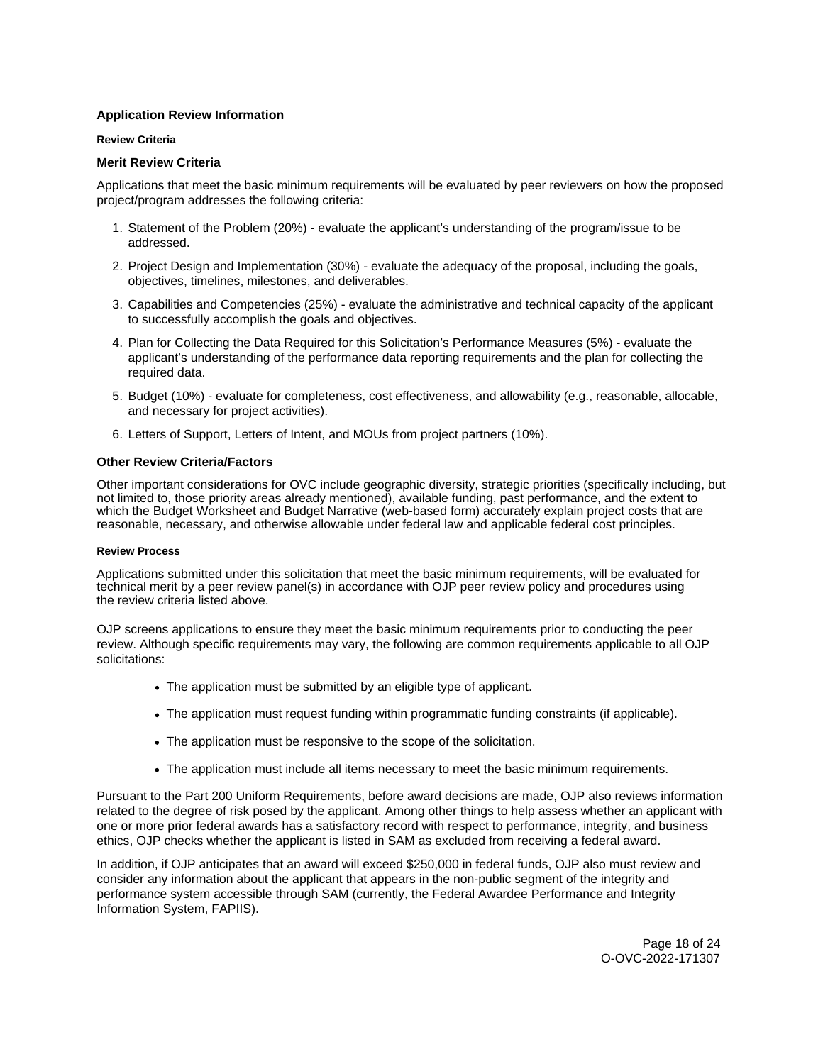## Application Review Information

### Review Criteria

### Merit Review Criteria

Applications that meet the basic minimum requirements will be evaluated by peer reviewers on how the proposed project/program addresses the following criteria:

1. Statement of the Problem (20%) - evaluate the applicant's understanding of the program/issue to be addressed.
2. Project Design and Implementation (30%) - evaluate the adequacy of the proposal, including the goals, objectives, timelines, milestones, and deliverables.
3. Capabilities and Competencies (25%) - evaluate the administrative and technical capacity of the applicant to successfully accomplish the goals and objectives.
4. Plan for Collecting the Data Required for this Solicitation's Performance Measures (5%) - evaluate the applicant's understanding of the performance data reporting requirements and the plan for collecting the required data.
5. Budget (10%) - evaluate for completeness, cost effectiveness, and allowability (e.g., reasonable, allocable, and necessary for project activities).
6. Letters of Support, Letters of Intent, and MOUs from project partners (10%).

### Other Review Criteria/Factors

Other important considerations for OVC include geographic diversity, strategic priorities (specifically including, but not limited to, those priority areas already mentioned), available funding, past performance, and the extent to which the Budget Worksheet and Budget Narrative (web-based form) accurately explain project costs that are reasonable, necessary, and otherwise allowable under federal law and applicable federal cost principles.

### Review Process

Applications submitted under this solicitation that meet the basic minimum requirements, will be evaluated for technical merit by a peer review panel(s) in accordance with OJP peer review policy and procedures using the review criteria listed above.

OJP screens applications to ensure they meet the basic minimum requirements prior to conducting the peer review. Although specific requirements may vary, the following are common requirements applicable to all OJP solicitations:

- The application must be submitted by an eligible type of applicant.
- The application must request funding within programmatic funding constraints (if applicable).
- The application must be responsive to the scope of the solicitation.
- The application must include all items necessary to meet the basic minimum requirements.

Pursuant to the Part 200 Uniform Requirements, before award decisions are made, OJP also reviews information related to the degree of risk posed by the applicant. Among other things to help assess whether an applicant with one or more prior federal awards has a satisfactory record with respect to performance, integrity, and business ethics, OJP checks whether the applicant is listed in SAM as excluded from receiving a federal award.

In addition, if OJP anticipates that an award will exceed $250,000 in federal funds, OJP also must review and consider any information about the applicant that appears in the non-public segment of the integrity and performance system accessible through SAM (currently, the Federal Awardee Performance and Integrity Information System, FAPIIS).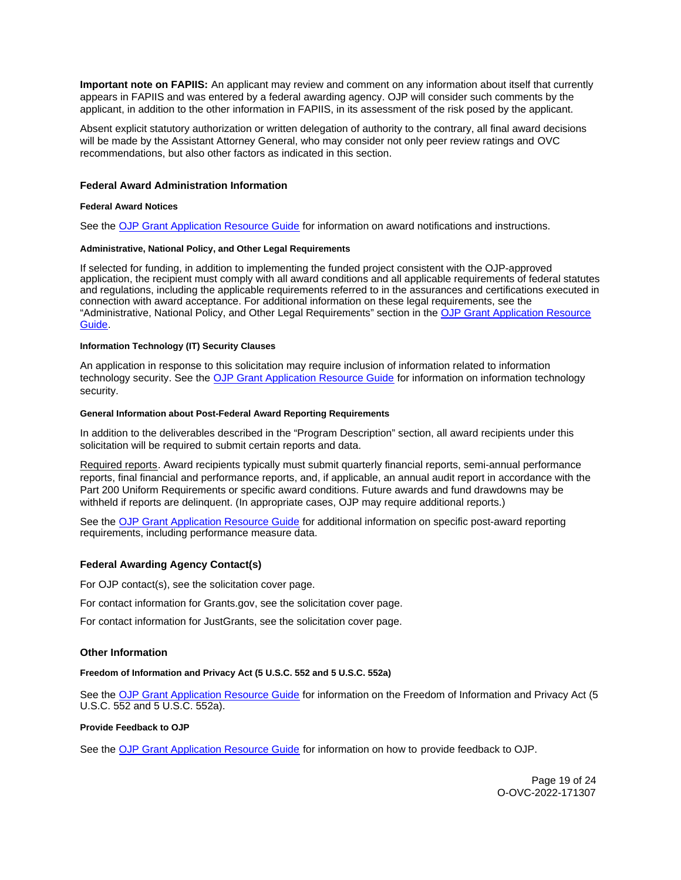**Important note on FAPIIS:** An applicant may review and comment on any information about itself that currently appears in FAPIIS and was entered by a federal awarding agency. OJP will consider such comments by the applicant, in addition to the other information in FAPIIS, in its assessment of the risk posed by the applicant.

Absent explicit statutory authorization or written delegation of authority to the contrary, all final award decisions will be made by the Assistant Attorney General, who may consider not only peer review ratings and OVC recommendations, but also other factors as indicated in this section.

## Federal Award Administration Information

#### Federal Award Notices

See the OJP Grant Application Resource Guide for information on award notifications and instructions.

#### Administrative, National Policy, and Other Legal Requirements

If selected for funding, in addition to implementing the funded project consistent with the OJP-approved application, the recipient must comply with all award conditions and all applicable requirements of federal statutes and regulations, including the applicable requirements referred to in the assurances and certifications executed in connection with award acceptance. For additional information on these legal requirements, see the "Administrative, National Policy, and Other Legal Requirements" section in the OJP Grant Application Resource Guide.

#### Information Technology (IT) Security Clauses

An application in response to this solicitation may require inclusion of information related to information technology security. See the OJP Grant Application Resource Guide for information on information technology security.

#### General Information about Post-Federal Award Reporting Requirements

In addition to the deliverables described in the "Program Description" section, all award recipients under this solicitation will be required to submit certain reports and data.

Required reports. Award recipients typically must submit quarterly financial reports, semi-annual performance reports, final financial and performance reports, and, if applicable, an annual audit report in accordance with the Part 200 Uniform Requirements or specific award conditions. Future awards and fund drawdowns may be withheld if reports are delinquent. (In appropriate cases, OJP may require additional reports.)

See the OJP Grant Application Resource Guide for additional information on specific post-award reporting requirements, including performance measure data.

## Federal Awarding Agency Contact(s)

For OJP contact(s), see the solicitation cover page.

For contact information for Grants.gov, see the solicitation cover page.

For contact information for JustGrants, see the solicitation cover page.

## Other Information

#### Freedom of Information and Privacy Act (5 U.S.C. 552 and 5 U.S.C. 552a)

See the OJP Grant Application Resource Guide for information on the Freedom of Information and Privacy Act (5 U.S.C. 552 and 5 U.S.C. 552a).

#### Provide Feedback to OJP

See the OJP Grant Application Resource Guide for information on how to provide feedback to OJP.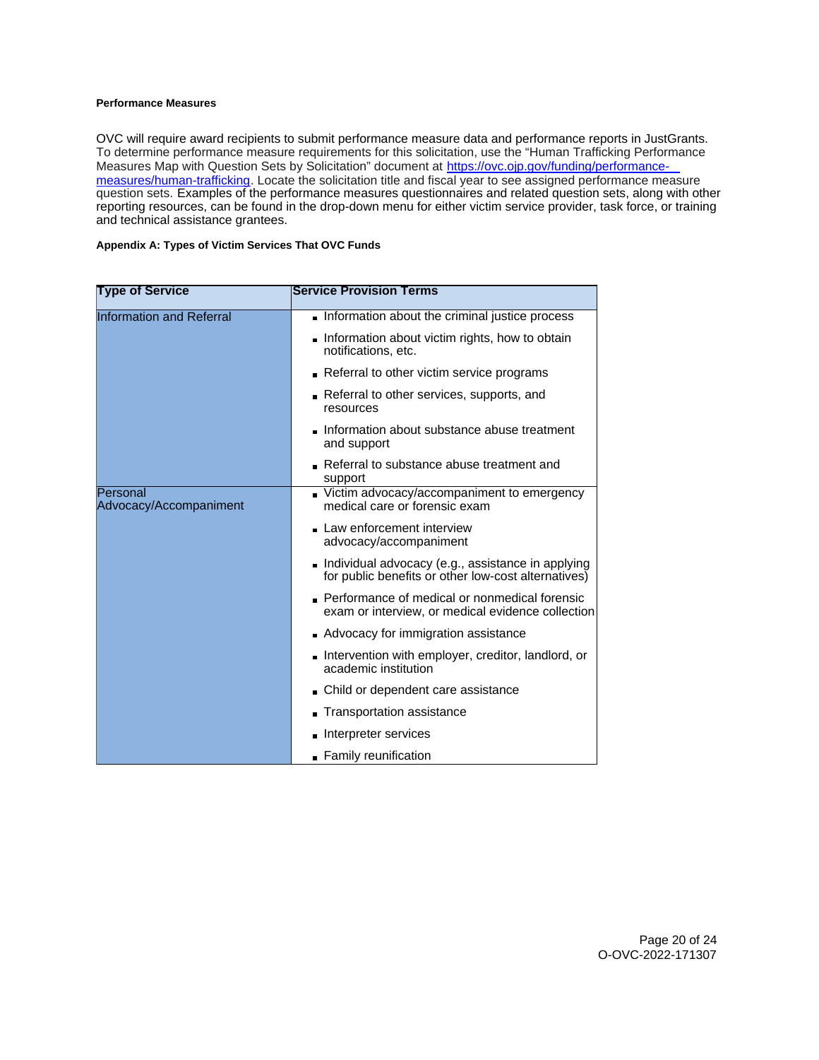#### Performance Measures

OVC will require award recipients to submit performance measure data and performance reports in JustGrants. To determine performance measure requirements for this solicitation, use the "Human Trafficking Performance Measures Map with Question Sets by Solicitation" document at [https://ovc.ojp.gov/funding/performance-measures/human-trafficking](https://ovc.ojp.gov/funding/performance-measures/human-trafficking). Locate the solicitation title and fiscal year to see assigned performance measure question sets. Examples of the performance measures questionnaires and related question sets, along with other reporting resources, can be found in the drop-down menu for either victim service provider, task force, or training and technical assistance grantees.

#### Appendix A: Types of Victim Services That OVC Funds

| Type of Service | Service Provision Terms |
| --- | --- |
| Information and Referral | • Information about the criminal justice process<br>• Information about victim rights, how to obtain notifications, etc.<br>• Referral to other victim service programs<br>• Referral to other services, supports, and resources<br>• Information about substance abuse treatment and support<br>• Referral to substance abuse treatment and support |
| Personal Advocacy/Accompaniment | • Victim advocacy/accompaniment to emergency medical care or forensic exam<br>• Law enforcement interview advocacy/accompaniment<br>• Individual advocacy (e.g., assistance in applying for public benefits or other low-cost alternatives)<br>• Performance of medical or nonmedical forensic exam or interview, or medical evidence collection<br>• Advocacy for immigration assistance<br>• Intervention with employer, creditor, landlord, or academic institution<br>• Child or dependent care assistance<br>• Transportation assistance<br>• Interpreter services<br>• Family reunification |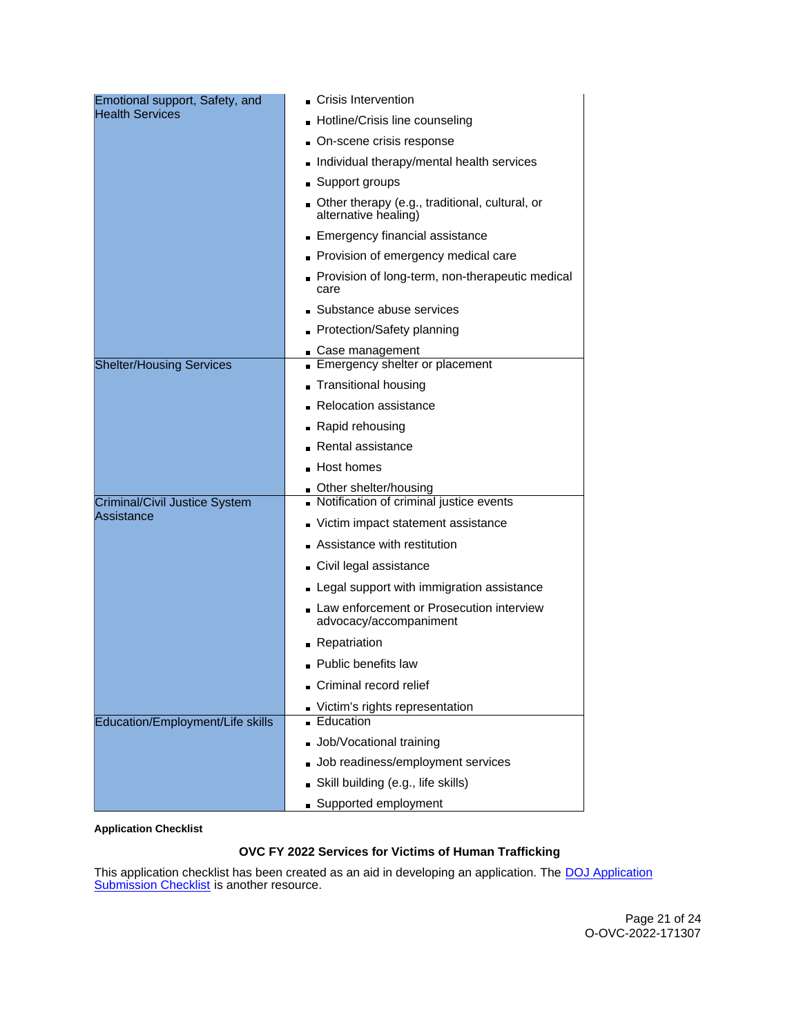| | |
|---|---|
| Emotional support, Safety, and Health Services | - Crisis Intervention<br>- Hotline/Crisis line counseling<br>- On-scene crisis response<br>- Individual therapy/mental health services<br>- Support groups<br>- Other therapy (e.g., traditional, cultural, or alternative healing)<br>- Emergency financial assistance<br>- Provision of emergency medical care<br>- Provision of long-term, non-therapeutic medical care<br>- Substance abuse services<br>- Protection/Safety planning<br>- Case management |
| Shelter/Housing Services | - Emergency shelter or placement<br>- Transitional housing<br>- Relocation assistance<br>- Rapid rehousing<br>- Rental assistance<br>- Host homes<br>- Other shelter/housing |
| Criminal/Civil Justice System Assistance | - Notification of criminal justice events<br>- Victim impact statement assistance<br>- Assistance with restitution<br>- Civil legal assistance<br>- Legal support with immigration assistance<br>- Law enforcement or Prosecution interview advocacy/accompaniment<br>- Repatriation<br>- Public benefits law<br>- Criminal record relief<br>- Victim's rights representation |
| Education/Employment/Life skills | - Education<br>- Job/Vocational training<br>- Job readiness/employment services<br>- Skill building (e.g., life skills)<br>- Supported employment |

**Application Checklist**

**OVC FY 2022 Services for Victims of Human Trafficking**

This application checklist has been created as an aid in developing an application. The [DOJ Application Submission Checklist] is another resource.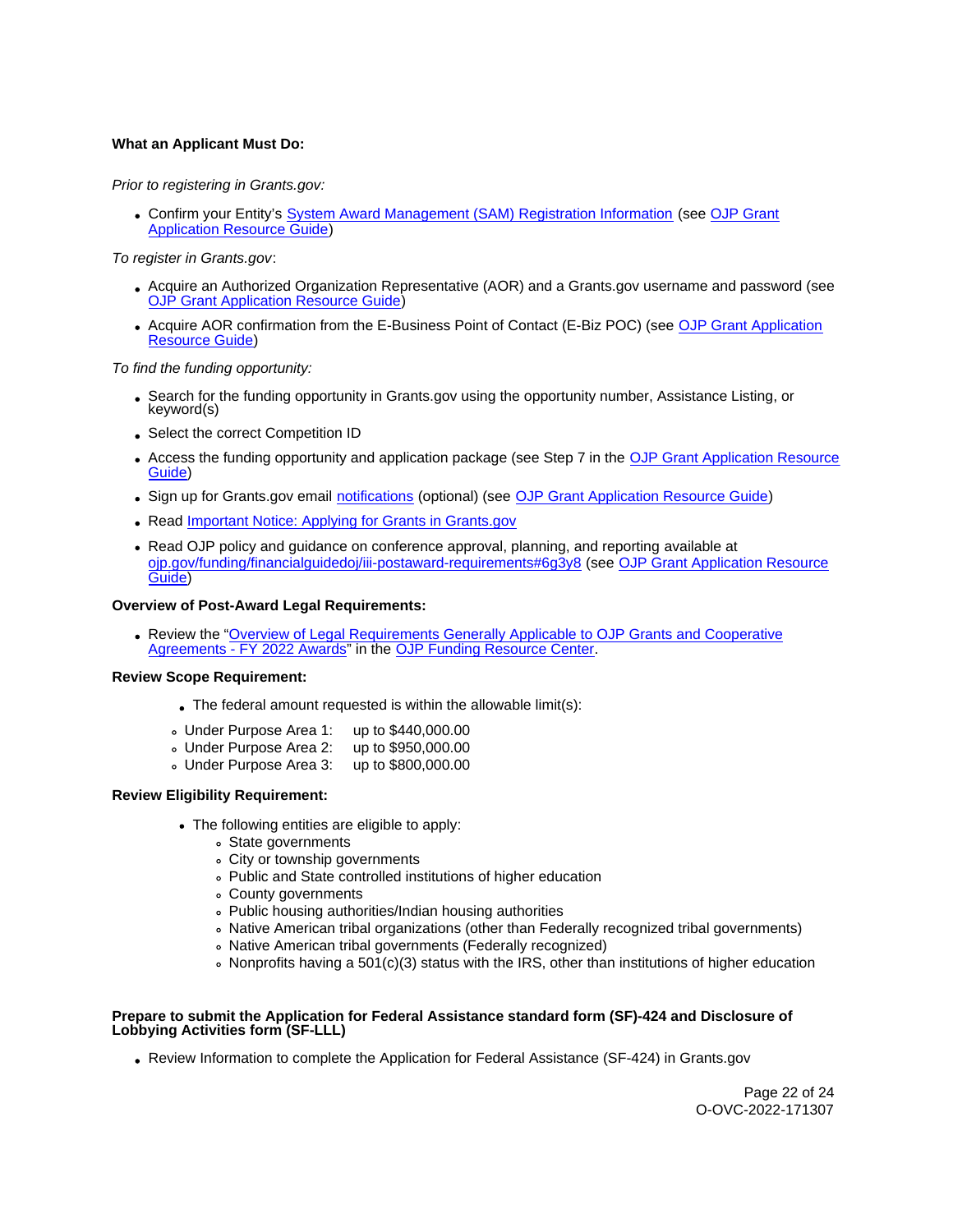**What an Applicant Must Do:**

*Prior to registering in Grants.gov:*

- Confirm your Entity's System Award Management (SAM) Registration Information (see OJP Grant Application Resource Guide)

*To register in Grants.gov*:

- Acquire an Authorized Organization Representative (AOR) and a Grants.gov username and password (see OJP Grant Application Resource Guide)
- Acquire AOR confirmation from the E-Business Point of Contact (E-Biz POC) (see OJP Grant Application Resource Guide)

*To find the funding opportunity:*

- Search for the funding opportunity in Grants.gov using the opportunity number, Assistance Listing, or keyword(s)
- Select the correct Competition ID
- Access the funding opportunity and application package (see Step 7 in the OJP Grant Application Resource Guide)
- Sign up for Grants.gov email notifications (optional) (see OJP Grant Application Resource Guide)
- Read Important Notice: Applying for Grants in Grants.gov
- Read OJP policy and guidance on conference approval, planning, and reporting available at ojp.gov/funding/financialguidedoj/iii-postaward-requirements#6g3y8 (see OJP Grant Application Resource Guide)

**Overview of Post-Award Legal Requirements:**

- Review the "Overview of Legal Requirements Generally Applicable to OJP Grants and Cooperative Agreements - FY 2022 Awards" in the OJP Funding Resource Center.

**Review Scope Requirement:**

- The federal amount requested is within the allowable limit(s):
  - Under Purpose Area 1: up to $440,000.00
  - Under Purpose Area 2: up to $950,000.00
  - Under Purpose Area 3: up to $800,000.00

**Review Eligibility Requirement:**

- The following entities are eligible to apply:
  - State governments
  - City or township governments
  - Public and State controlled institutions of higher education
  - County governments
  - Public housing authorities/Indian housing authorities
  - Native American tribal organizations (other than Federally recognized tribal governments)
  - Native American tribal governments (Federally recognized)
  - Nonprofits having a 501(c)(3) status with the IRS, other than institutions of higher education

**Prepare to submit the Application for Federal Assistance standard form (SF)-424 and Disclosure of Lobbying Activities form (SF-LLL)**

- Review Information to complete the Application for Federal Assistance (SF-424) in Grants.gov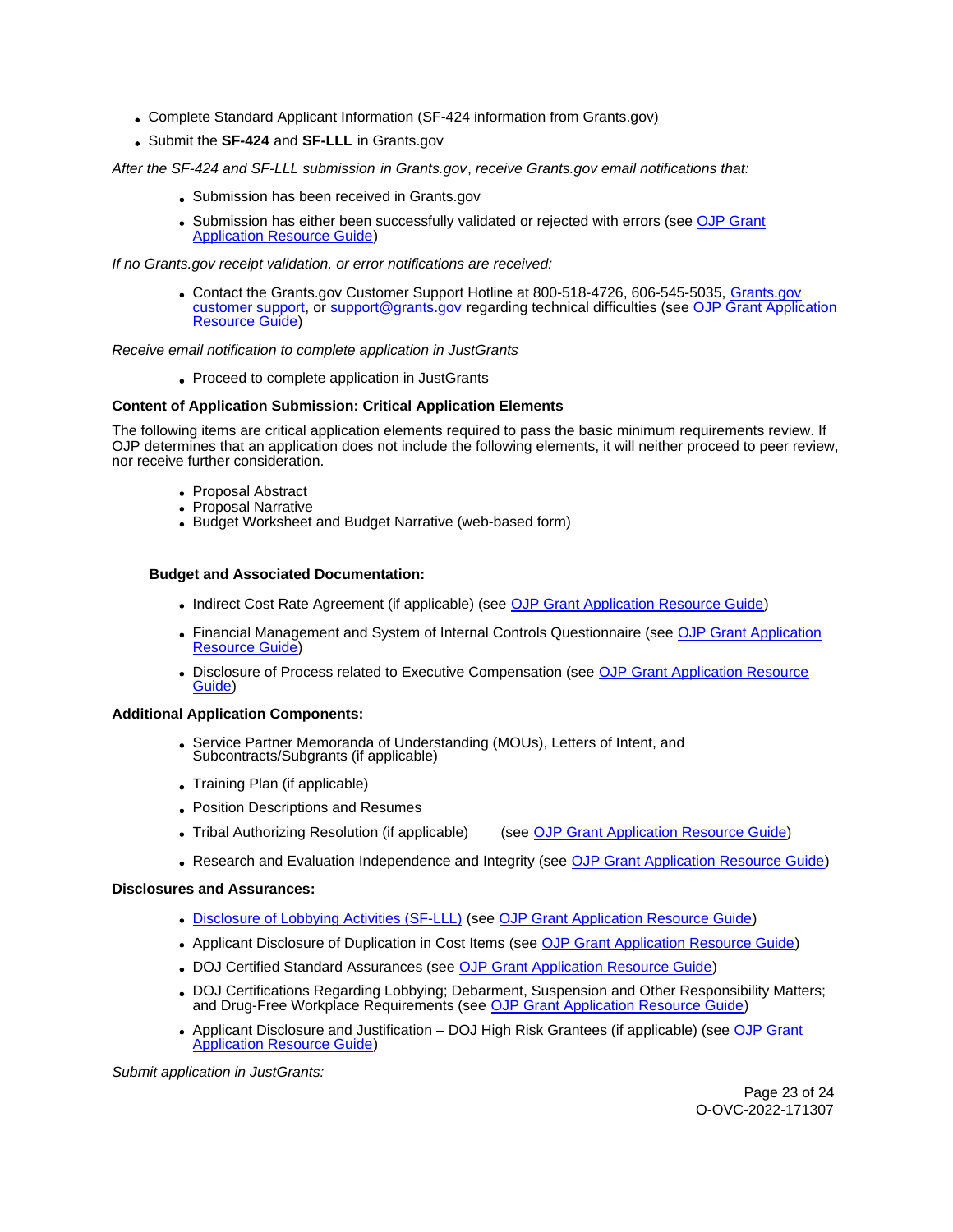- Complete Standard Applicant Information (SF-424 information from Grants.gov)
- Submit the **SF-424** and **SF-LLL** in Grants.gov

*After the SF-424 and SF-LLL submission in Grants.gov, receive Grants.gov email notifications that:*

- Submission has been received in Grants.gov
- Submission has either been successfully validated or rejected with errors (see OJP Grant Application Resource Guide)

*If no Grants.gov receipt validation, or error notifications are received:*

- Contact the Grants.gov Customer Support Hotline at 800-518-4726, 606-545-5035, Grants.gov customer support, or support@grants.gov regarding technical difficulties (see OJP Grant Application Resource Guide)

*Receive email notification to complete application in JustGrants*

- Proceed to complete application in JustGrants

**Content of Application Submission: Critical Application Elements**

The following items are critical application elements required to pass the basic minimum requirements review. If OJP determines that an application does not include the following elements, it will neither proceed to peer review, nor receive further consideration.

- Proposal Abstract
- Proposal Narrative
- Budget Worksheet and Budget Narrative (web-based form)

**Budget and Associated Documentation:**

- Indirect Cost Rate Agreement (if applicable) (see OJP Grant Application Resource Guide)
- Financial Management and System of Internal Controls Questionnaire (see OJP Grant Application Resource Guide)
- Disclosure of Process related to Executive Compensation (see OJP Grant Application Resource Guide)

**Additional Application Components:**

- Service Partner Memoranda of Understanding (MOUs), Letters of Intent, and Subcontracts/Subgrants (if applicable)
- Training Plan (if applicable)
- Position Descriptions and Resumes
- Tribal Authorizing Resolution (if applicable) (see OJP Grant Application Resource Guide)
- Research and Evaluation Independence and Integrity (see OJP Grant Application Resource Guide)

**Disclosures and Assurances:**

- Disclosure of Lobbying Activities (SF-LLL) (see OJP Grant Application Resource Guide)
- Applicant Disclosure of Duplication in Cost Items (see OJP Grant Application Resource Guide)
- DOJ Certified Standard Assurances (see OJP Grant Application Resource Guide)
- DOJ Certifications Regarding Lobbying; Debarment, Suspension and Other Responsibility Matters; and Drug-Free Workplace Requirements (see OJP Grant Application Resource Guide)
- Applicant Disclosure and Justification – DOJ High Risk Grantees (if applicable) (see OJP Grant Application Resource Guide)

*Submit application in JustGrants:*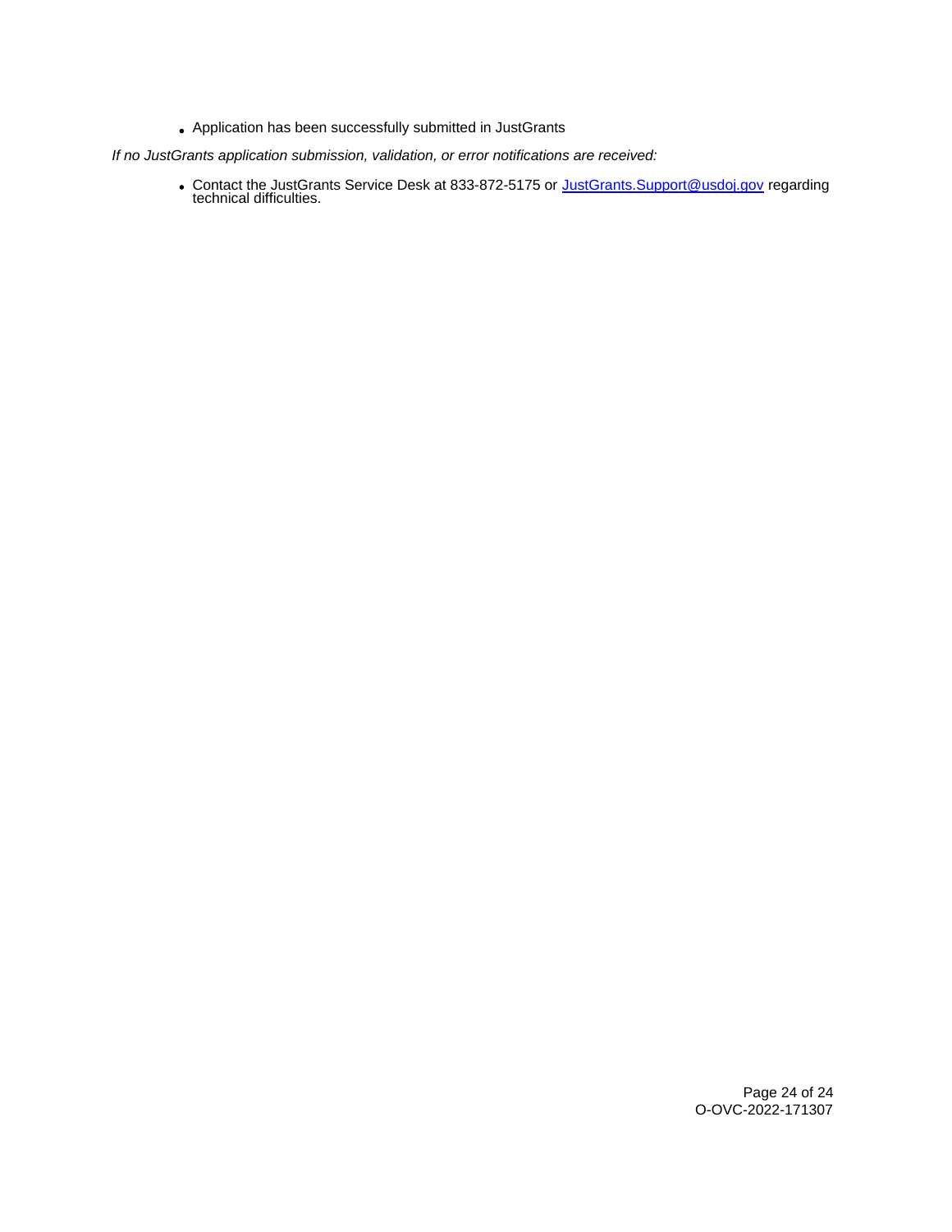- Application has been successfully submitted in JustGrants

*If no JustGrants application submission, validation, or error notifications are received:*

- Contact the JustGrants Service Desk at 833-872-5175 or [JustGrants.Support@usdoj.gov](mailto:JustGrants.Support@usdoj.gov) regarding technical difficulties.